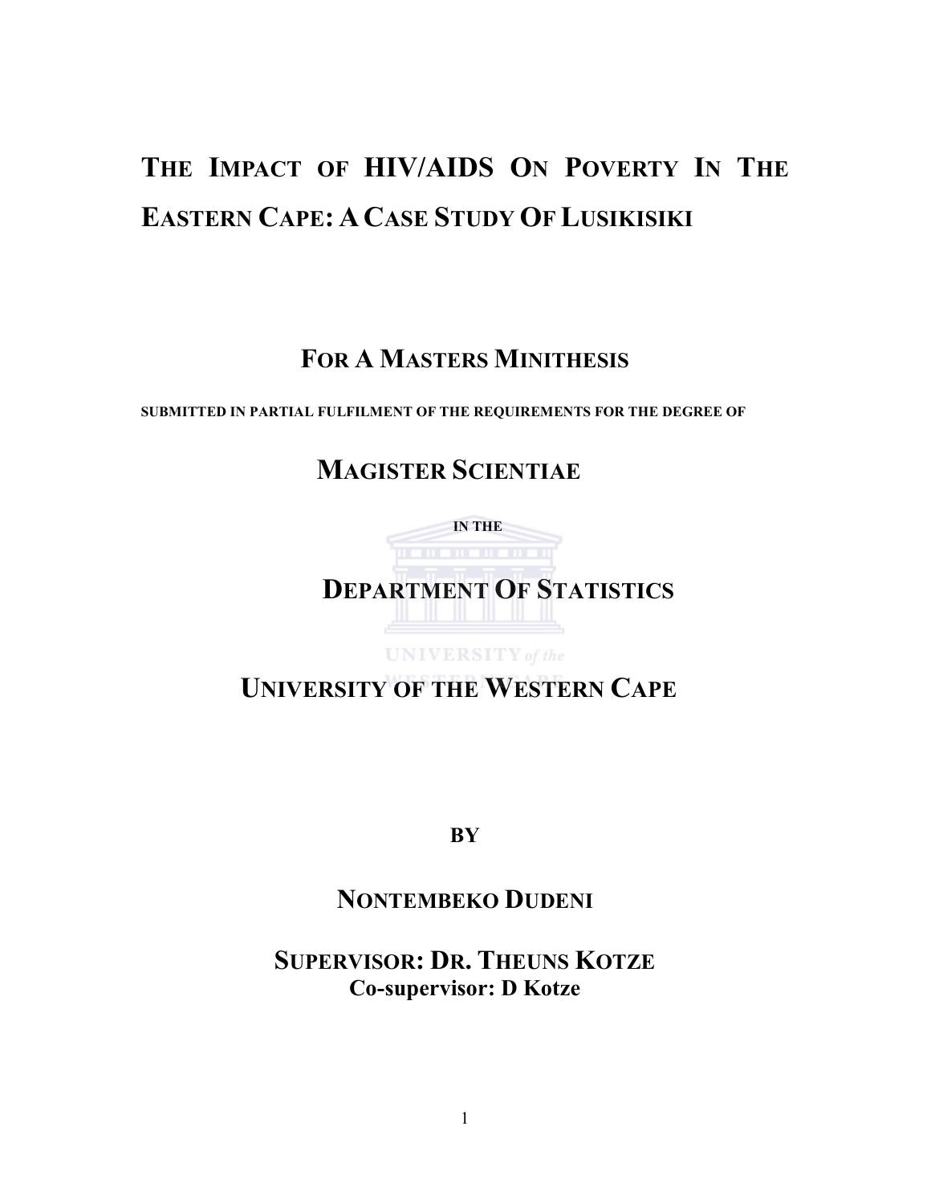# THE IMPACT OF HIV/AIDS ON POVERTY IN THE EASTERN CAPE: A CASE STUDY OF LUSIKISIKI

## FOR A MASTERS MINITHESIS

SUBMITTED IN PARTIAL FULFILMENT OF THE REQUIREMENTS FOR THE DEGREE OF

## MAGISTER SCIENTIAE

IN THE

## DEPARTMENT OF STATISTICS

## UNIVERSITY OF THE WESTERN CAPE

**BY**

**NONTEMBEKO DUDENI**

**SUPERVISOR: DR. THEUNS KOTZE**

**Co-supervisor: D Kotze**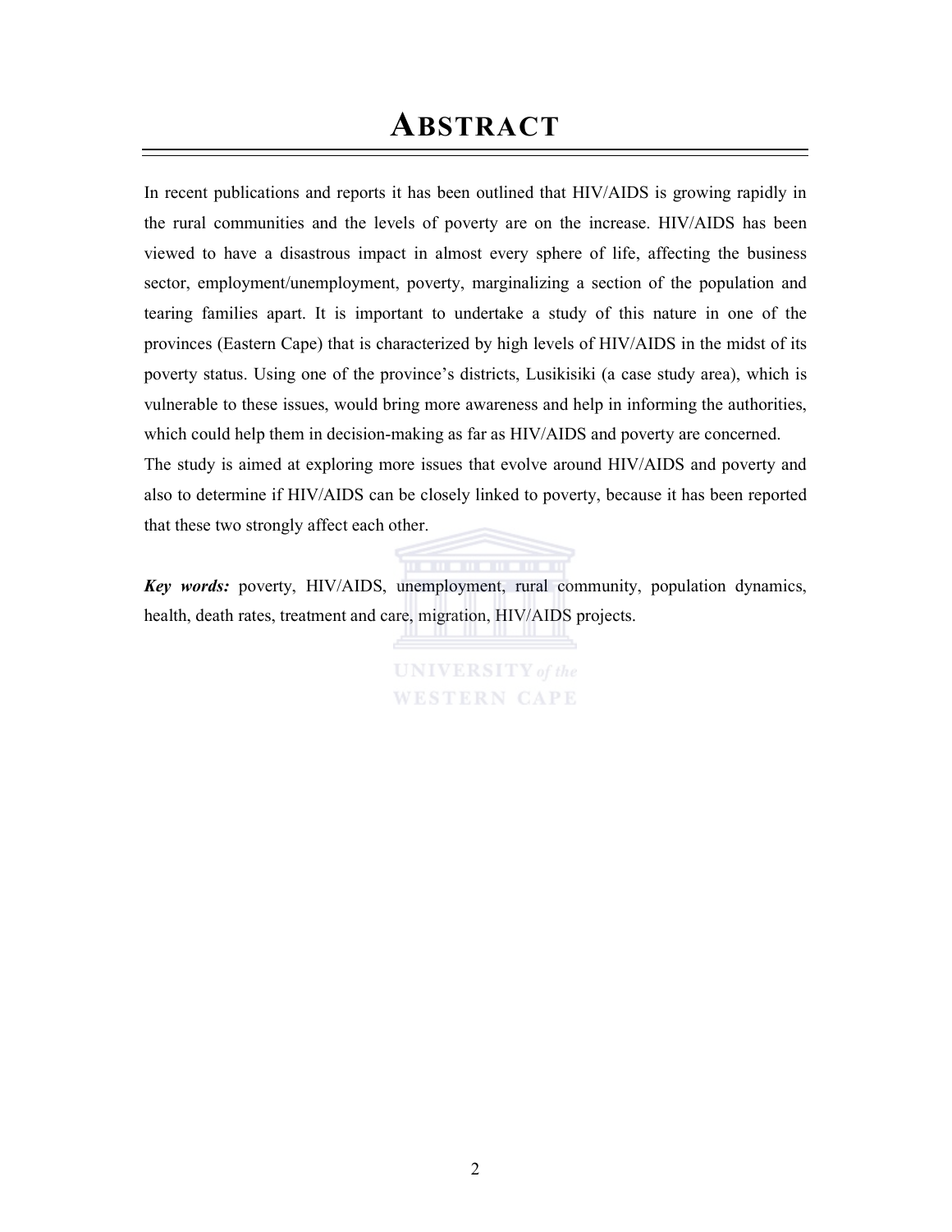# ABSTRACT

In recent publications and reports it has been outlined that HIV/AIDS is growing rapidly in the rural communities and the levels of poverty are on the increase. HIV/AIDS has been viewed to have a disastrous impact in almost every sphere of life, affecting the business sector, employment/unemployment, poverty, marginalizing a section of the population and tearing families apart. It is important to undertake a study of this nature in one of the provinces (Eastern Cape) that is characterized by high levels of HIV/AIDS in the midst of its poverty status. Using one of the province's districts, Lusikisiki (a case study area), which is vulnerable to these issues, would bring more awareness and help in informing the authorities, which could help them in decision-making as far as HIV/AIDS and poverty are concerned.
The study is aimed at exploring more issues that evolve around HIV/AIDS and poverty and also to determine if HIV/AIDS can be closely linked to poverty, because it has been reported that these two strongly affect each other.

***Key words:*** poverty, HIV/AIDS, unemployment, rural community, population dynamics, health, death rates, treatment and care, migration, HIV/AIDS projects.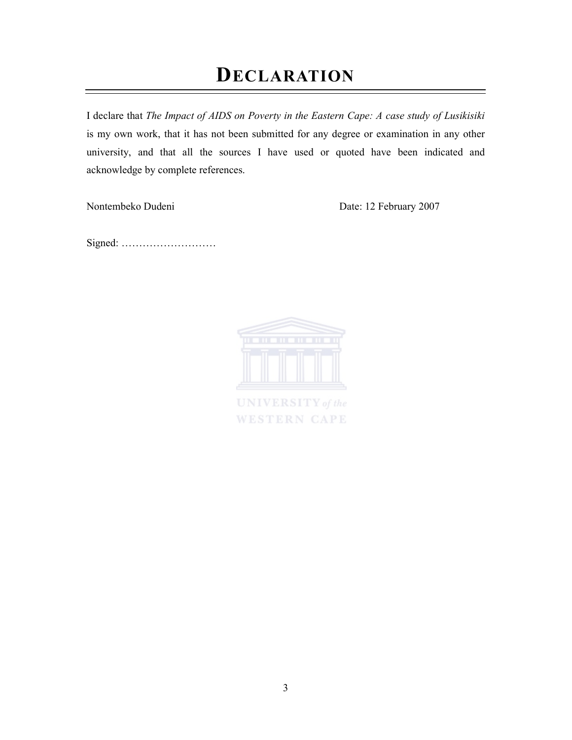# DECLARATION

I declare that *The Impact of AIDS on Poverty in the Eastern Cape: A case study of Lusikisiki* is my own work, that it has not been submitted for any degree or examination in any other university, and that all the sources I have used or quoted have been indicated and acknowledge by complete references.

Nontembeko Dudeni                                                    Date: 12 February 2007

Signed: ………………………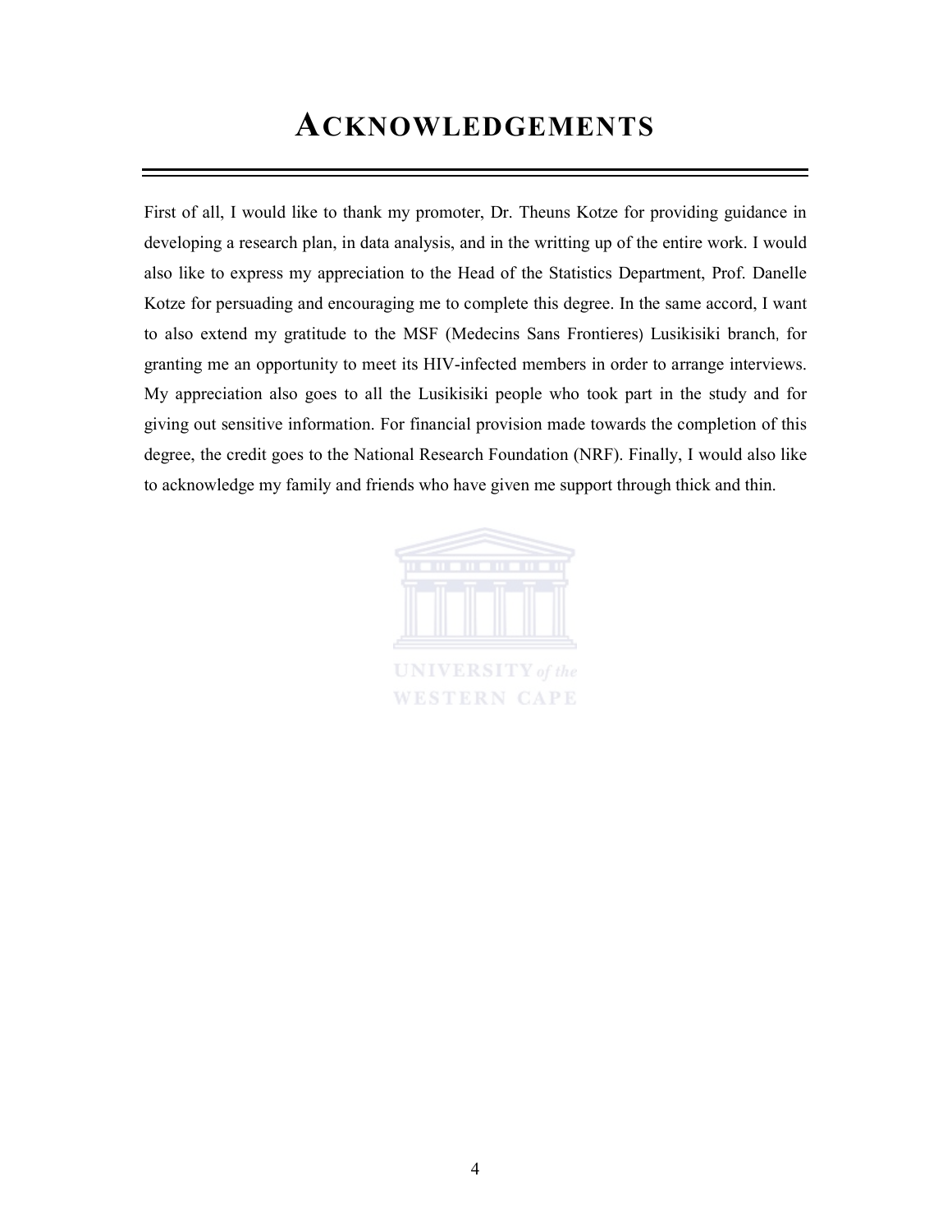# ACKNOWLEDGEMENTS

First of all, I would like to thank my promoter, Dr. Theuns Kotze for providing guidance in developing a research plan, in data analysis, and in the writting up of the entire work. I would also like to express my appreciation to the Head of the Statistics Department, Prof. Danelle Kotze for persuading and encouraging me to complete this degree. In the same accord, I want to also extend my gratitude to the MSF (Medecins Sans Frontieres) Lusikisiki branch, for granting me an opportunity to meet its HIV-infected members in order to arrange interviews. My appreciation also goes to all the Lusikisiki people who took part in the study and for giving out sensitive information. For financial provision made towards the completion of this degree, the credit goes to the National Research Foundation (NRF). Finally, I would also like to acknowledge my family and friends who have given me support through thick and thin.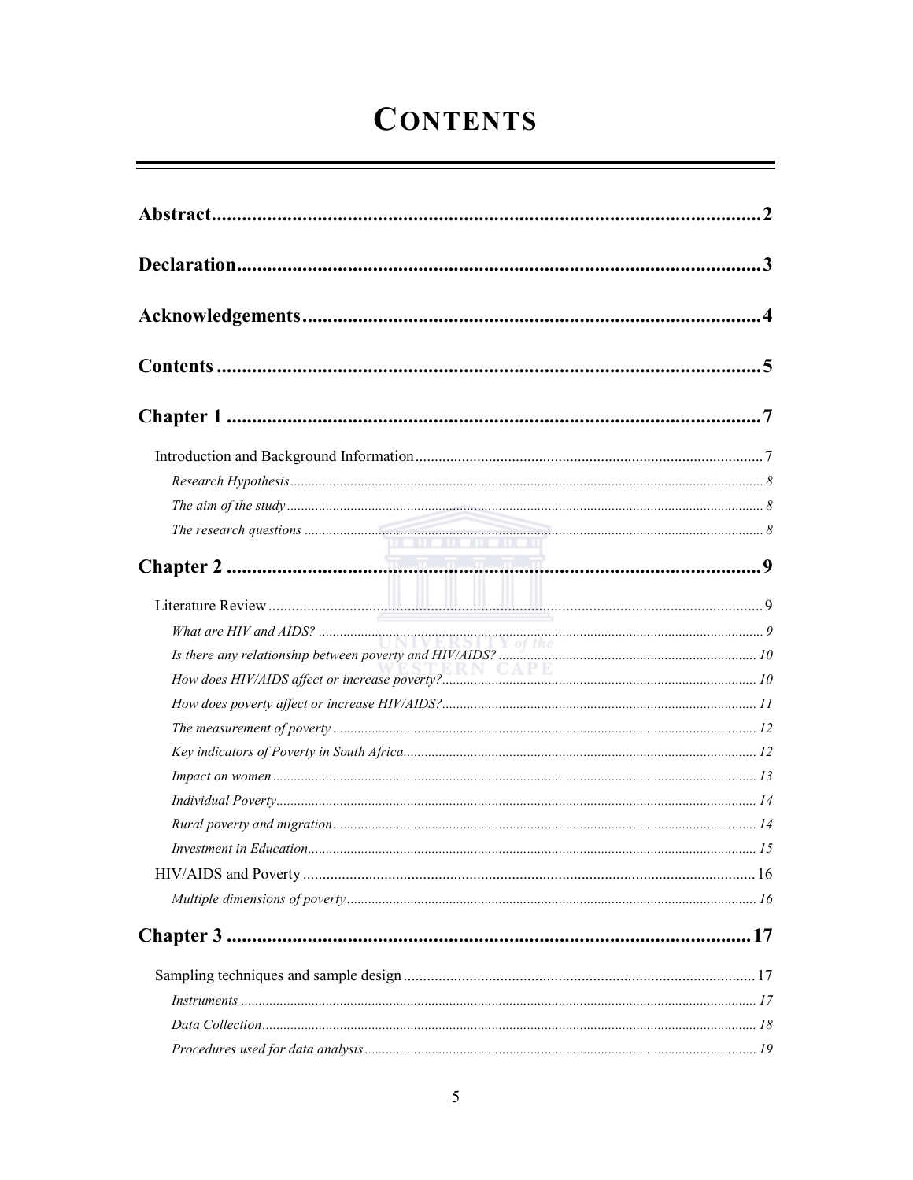# CONTENTS

**Abstract** .......... 2

**Declaration** .......... 3

**Acknowledgements** .......... 4

**Contents** .......... 5

**Chapter 1** .......... 7

- Introduction and Background Information .......... 7
  - *Research Hypothesis* .......... 8
  - *The aim of the study* .......... 8
  - *The research questions* .......... 8

**Chapter 2** .......... 9

- Literature Review .......... 9
  - *What are HIV and AIDS?* .......... 9
  - *Is there any relationship between poverty and HIV/AIDS?* .......... 10
  - *How does HIV/AIDS affect or increase poverty?* .......... 10
  - *How does poverty affect or increase HIV/AIDS?* .......... 11
  - *The measurement of poverty* .......... 12
  - *Key indicators of Poverty in South Africa* .......... 12
  - *Impact on women* .......... 13
  - *Individual Poverty* .......... 14
  - *Rural poverty and migration* .......... 14
  - *Investment in Education* .......... 15
- HIV/AIDS and Poverty .......... 16
  - *Multiple dimensions of poverty* .......... 16

**Chapter 3** .......... 17

- Sampling techniques and sample design .......... 17
  - *Instruments* .......... 17
  - *Data Collection* .......... 18
  - *Procedures used for data analysis* .......... 19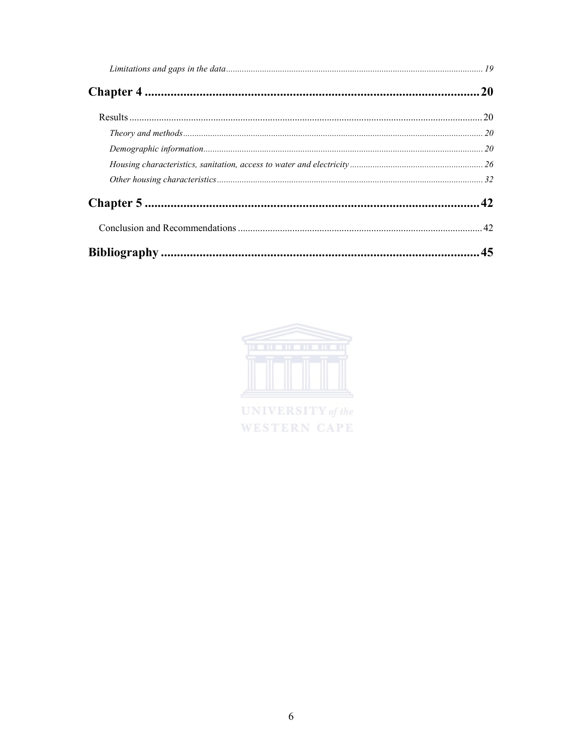*Limitations and gaps in the data* ........ 19

**Chapter 4** ........ **20**

Results ........ 20

*Theory and methods* ........ 20

*Demographic information* ........ 20

*Housing characteristics, sanitation, access to water and electricity* ........ 26

*Other housing characteristics* ........ 32

**Chapter 5** ........ **42**

Conclusion and Recommendations ........ 42

**Bibliography** ........ **45**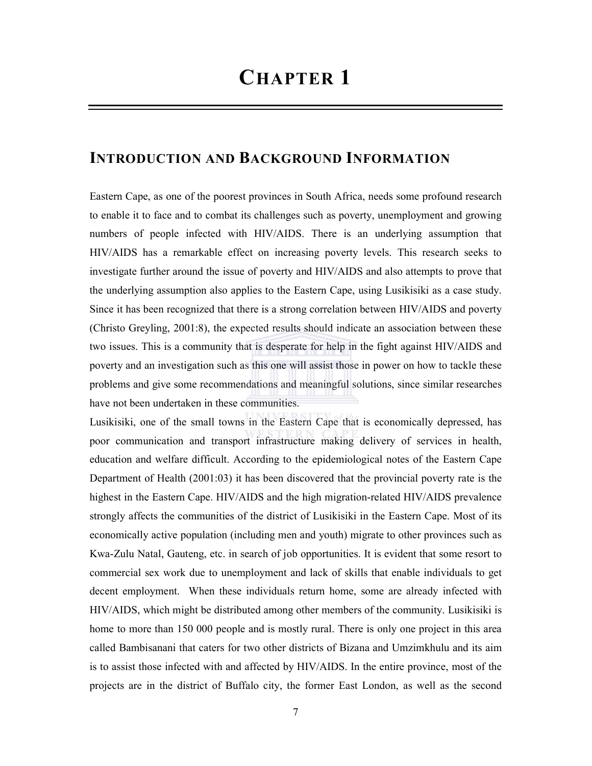# CHAPTER 1

## INTRODUCTION AND BACKGROUND INFORMATION

Eastern Cape, as one of the poorest provinces in South Africa, needs some profound research to enable it to face and to combat its challenges such as poverty, unemployment and growing numbers of people infected with HIV/AIDS. There is an underlying assumption that HIV/AIDS has a remarkable effect on increasing poverty levels. This research seeks to investigate further around the issue of poverty and HIV/AIDS and also attempts to prove that the underlying assumption also applies to the Eastern Cape, using Lusikisiki as a case study. Since it has been recognized that there is a strong correlation between HIV/AIDS and poverty (Christo Greyling, 2001:8), the expected results should indicate an association between these two issues. This is a community that is desperate for help in the fight against HIV/AIDS and poverty and an investigation such as this one will assist those in power on how to tackle these problems and give some recommendations and meaningful solutions, since similar researches have not been undertaken in these communities.

Lusikisiki, one of the small towns in the Eastern Cape that is economically depressed, has poor communication and transport infrastructure making delivery of services in health, education and welfare difficult. According to the epidemiological notes of the Eastern Cape Department of Health (2001:03) it has been discovered that the provincial poverty rate is the highest in the Eastern Cape. HIV/AIDS and the high migration-related HIV/AIDS prevalence strongly affects the communities of the district of Lusikisiki in the Eastern Cape. Most of its economically active population (including men and youth) migrate to other provinces such as Kwa-Zulu Natal, Gauteng, etc. in search of job opportunities. It is evident that some resort to commercial sex work due to unemployment and lack of skills that enable individuals to get decent employment. When these individuals return home, some are already infected with HIV/AIDS, which might be distributed among other members of the community. Lusikisiki is home to more than 150 000 people and is mostly rural. There is only one project in this area called Bambisanani that caters for two other districts of Bizana and Umzimkhulu and its aim is to assist those infected with and affected by HIV/AIDS. In the entire province, most of the projects are in the district of Buffalo city, the former East London, as well as the second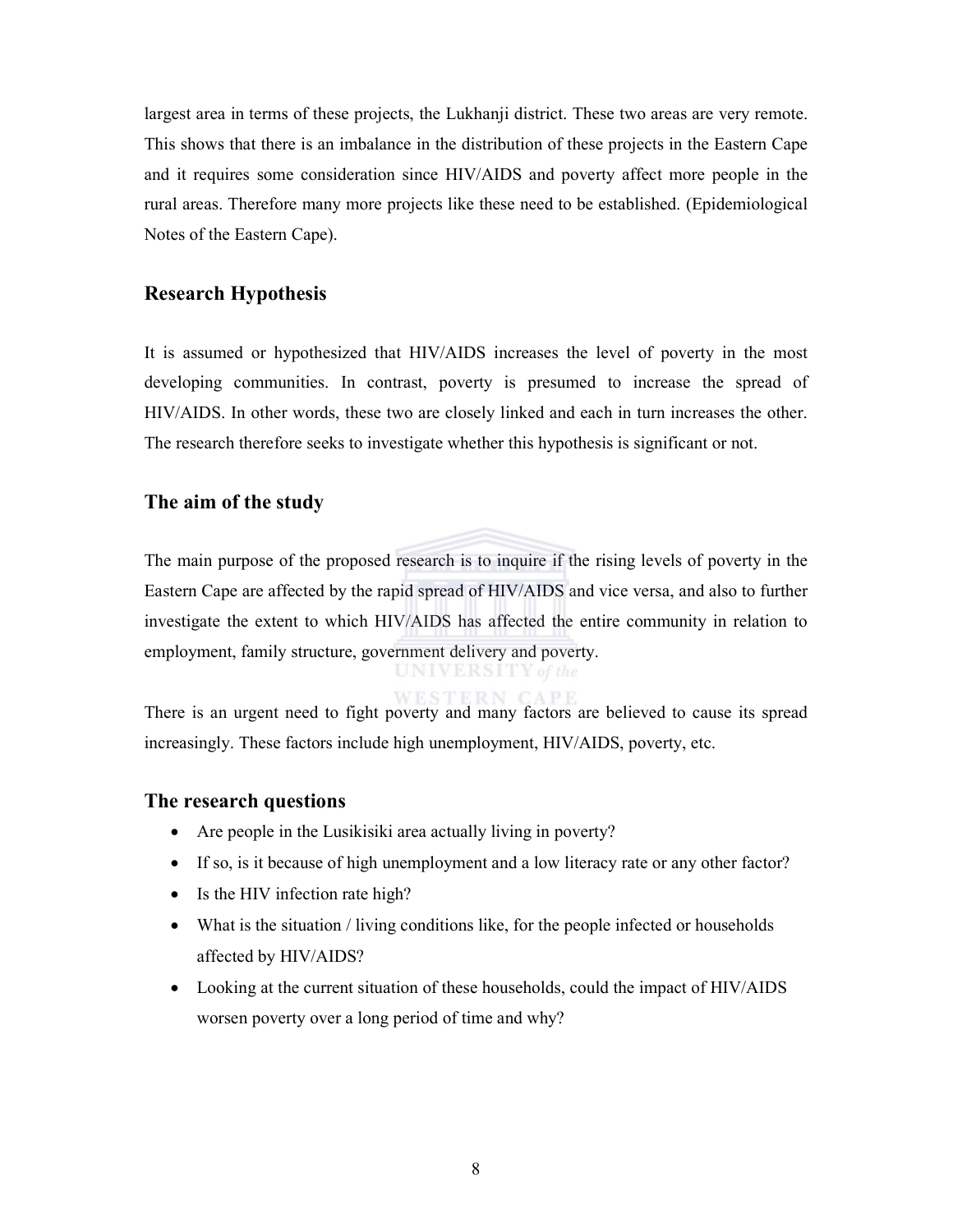largest area in terms of these projects, the Lukhanji district. These two areas are very remote. This shows that there is an imbalance in the distribution of these projects in the Eastern Cape and it requires some consideration since HIV/AIDS and poverty affect more people in the rural areas. Therefore many more projects like these need to be established. (Epidemiological Notes of the Eastern Cape).

## Research Hypothesis

It is assumed or hypothesized that HIV/AIDS increases the level of poverty in the most developing communities. In contrast, poverty is presumed to increase the spread of HIV/AIDS. In other words, these two are closely linked and each in turn increases the other. The research therefore seeks to investigate whether this hypothesis is significant or not.

## The aim of the study

The main purpose of the proposed research is to inquire if the rising levels of poverty in the Eastern Cape are affected by the rapid spread of HIV/AIDS and vice versa, and also to further investigate the extent to which HIV/AIDS has affected the entire community in relation to employment, family structure, government delivery and poverty.

There is an urgent need to fight poverty and many factors are believed to cause its spread increasingly. These factors include high unemployment, HIV/AIDS, poverty, etc.

## The research questions

- Are people in the Lusikisiki area actually living in poverty?
- If so, is it because of high unemployment and a low literacy rate or any other factor?
- Is the HIV infection rate high?
- What is the situation / living conditions like, for the people infected or households affected by HIV/AIDS?
- Looking at the current situation of these households, could the impact of HIV/AIDS worsen poverty over a long period of time and why?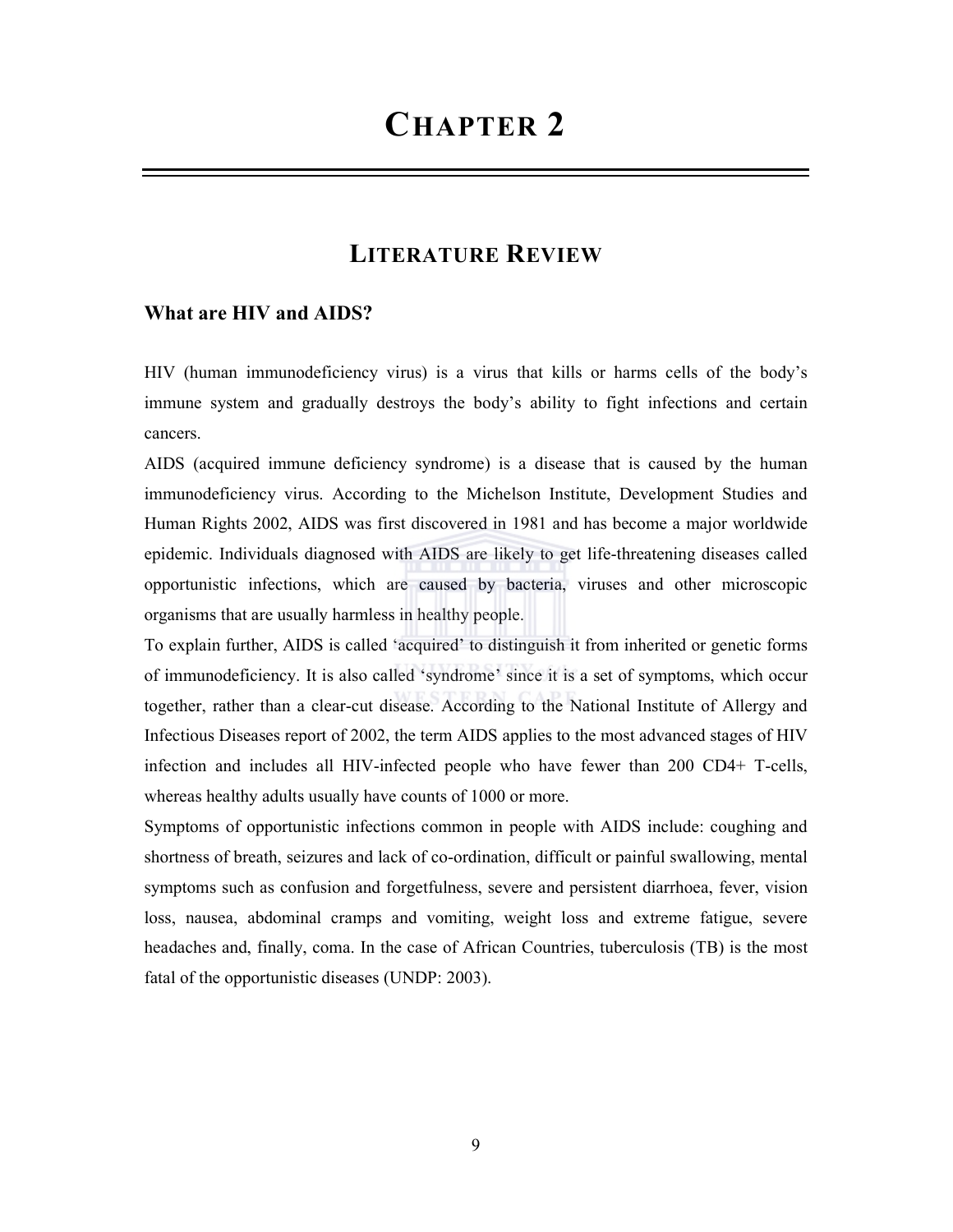# CHAPTER 2

## LITERATURE REVIEW

### What are HIV and AIDS?

HIV (human immunodeficiency virus) is a virus that kills or harms cells of the body's immune system and gradually destroys the body's ability to fight infections and certain cancers.

AIDS (acquired immune deficiency syndrome) is a disease that is caused by the human immunodeficiency virus. According to the Michelson Institute, Development Studies and Human Rights 2002, AIDS was first discovered in 1981 and has become a major worldwide epidemic. Individuals diagnosed with AIDS are likely to get life-threatening diseases called opportunistic infections, which are caused by bacteria, viruses and other microscopic organisms that are usually harmless in healthy people.

To explain further, AIDS is called 'acquired' to distinguish it from inherited or genetic forms of immunodeficiency. It is also called 'syndrome' since it is a set of symptoms, which occur together, rather than a clear-cut disease. According to the National Institute of Allergy and Infectious Diseases report of 2002, the term AIDS applies to the most advanced stages of HIV infection and includes all HIV-infected people who have fewer than 200 CD4+ T-cells, whereas healthy adults usually have counts of 1000 or more.

Symptoms of opportunistic infections common in people with AIDS include: coughing and shortness of breath, seizures and lack of co-ordination, difficult or painful swallowing, mental symptoms such as confusion and forgetfulness, severe and persistent diarrhoea, fever, vision loss, nausea, abdominal cramps and vomiting, weight loss and extreme fatigue, severe headaches and, finally, coma. In the case of African Countries, tuberculosis (TB) is the most fatal of the opportunistic diseases (UNDP: 2003).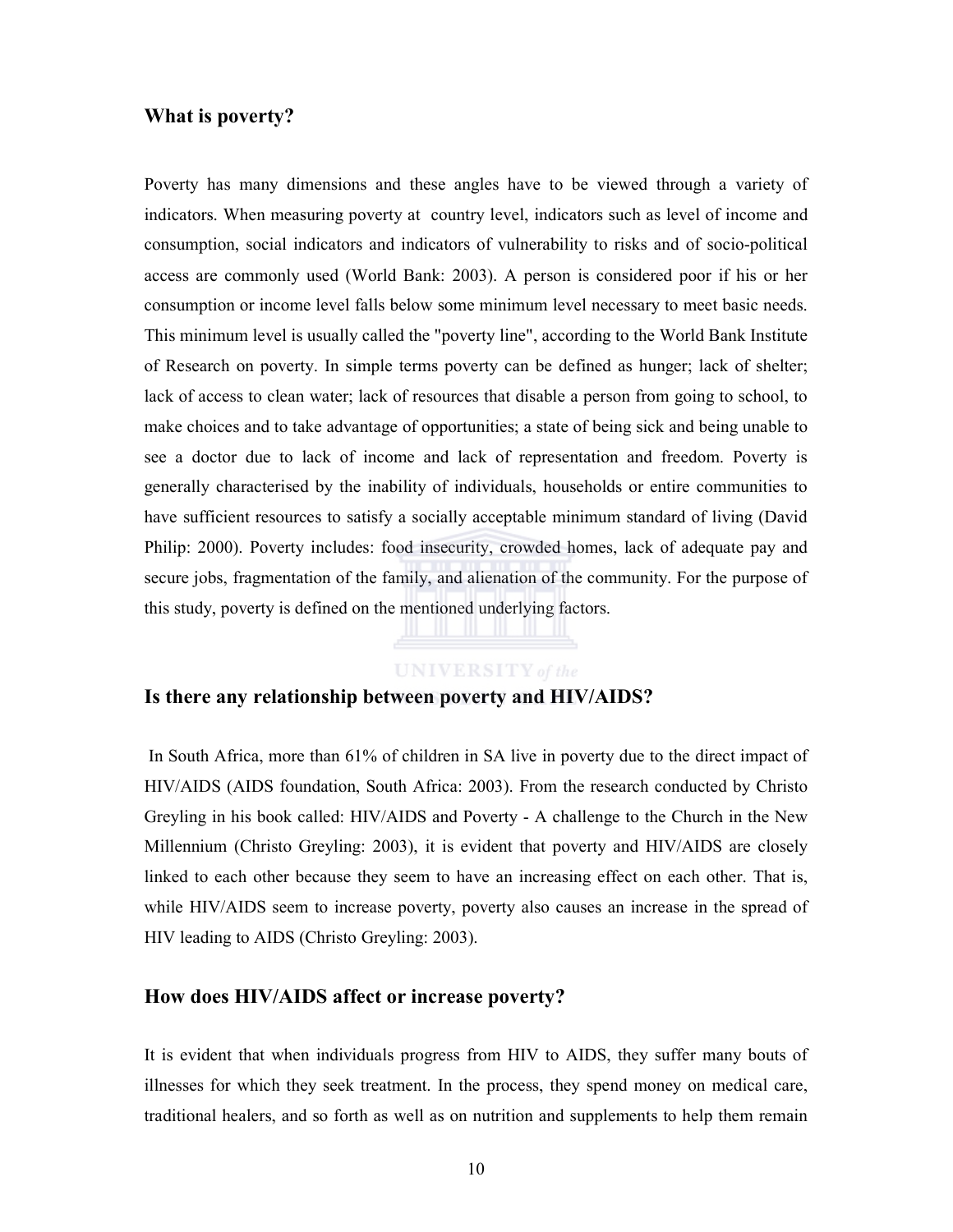## What is poverty?

Poverty has many dimensions and these angles have to be viewed through a variety of indicators. When measuring poverty at country level, indicators such as level of income and consumption, social indicators and indicators of vulnerability to risks and of socio-political access are commonly used (World Bank: 2003). A person is considered poor if his or her consumption or income level falls below some minimum level necessary to meet basic needs. This minimum level is usually called the "poverty line", according to the World Bank Institute of Research on poverty. In simple terms poverty can be defined as hunger; lack of shelter; lack of access to clean water; lack of resources that disable a person from going to school, to make choices and to take advantage of opportunities; a state of being sick and being unable to see a doctor due to lack of income and lack of representation and freedom. Poverty is generally characterised by the inability of individuals, households or entire communities to have sufficient resources to satisfy a socially acceptable minimum standard of living (David Philip: 2000). Poverty includes: food insecurity, crowded homes, lack of adequate pay and secure jobs, fragmentation of the family, and alienation of the community. For the purpose of this study, poverty is defined on the mentioned underlying factors.

## Is there any relationship between poverty and HIV/AIDS?

In South Africa, more than 61% of children in SA live in poverty due to the direct impact of HIV/AIDS (AIDS foundation, South Africa: 2003). From the research conducted by Christo Greyling in his book called: HIV/AIDS and Poverty - A challenge to the Church in the New Millennium (Christo Greyling: 2003), it is evident that poverty and HIV/AIDS are closely linked to each other because they seem to have an increasing effect on each other. That is, while HIV/AIDS seem to increase poverty, poverty also causes an increase in the spread of HIV leading to AIDS (Christo Greyling: 2003).

## How does HIV/AIDS affect or increase poverty?

It is evident that when individuals progress from HIV to AIDS, they suffer many bouts of illnesses for which they seek treatment. In the process, they spend money on medical care, traditional healers, and so forth as well as on nutrition and supplements to help them remain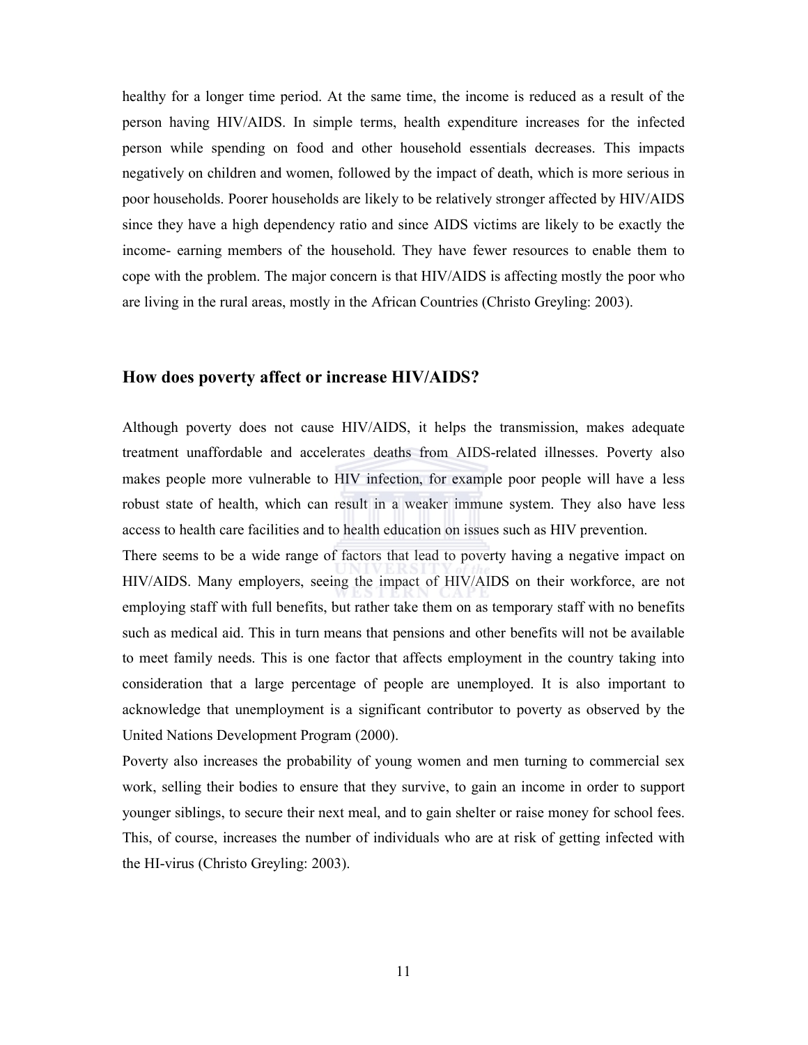healthy for a longer time period. At the same time, the income is reduced as a result of the person having HIV/AIDS. In simple terms, health expenditure increases for the infected person while spending on food and other household essentials decreases. This impacts negatively on children and women, followed by the impact of death, which is more serious in poor households. Poorer households are likely to be relatively stronger affected by HIV/AIDS since they have a high dependency ratio and since AIDS victims are likely to be exactly the income- earning members of the household. They have fewer resources to enable them to cope with the problem. The major concern is that HIV/AIDS is affecting mostly the poor who are living in the rural areas, mostly in the African Countries (Christo Greyling: 2003).

### How does poverty affect or increase HIV/AIDS?

Although poverty does not cause HIV/AIDS, it helps the transmission, makes adequate treatment unaffordable and accelerates deaths from AIDS-related illnesses. Poverty also makes people more vulnerable to HIV infection, for example poor people will have a less robust state of health, which can result in a weaker immune system. They also have less access to health care facilities and to health education on issues such as HIV prevention.

There seems to be a wide range of factors that lead to poverty having a negative impact on HIV/AIDS. Many employers, seeing the impact of HIV/AIDS on their workforce, are not employing staff with full benefits, but rather take them on as temporary staff with no benefits such as medical aid. This in turn means that pensions and other benefits will not be available to meet family needs. This is one factor that affects employment in the country taking into consideration that a large percentage of people are unemployed. It is also important to acknowledge that unemployment is a significant contributor to poverty as observed by the United Nations Development Program (2000).

Poverty also increases the probability of young women and men turning to commercial sex work, selling their bodies to ensure that they survive, to gain an income in order to support younger siblings, to secure their next meal, and to gain shelter or raise money for school fees. This, of course, increases the number of individuals who are at risk of getting infected with the HI-virus (Christo Greyling: 2003).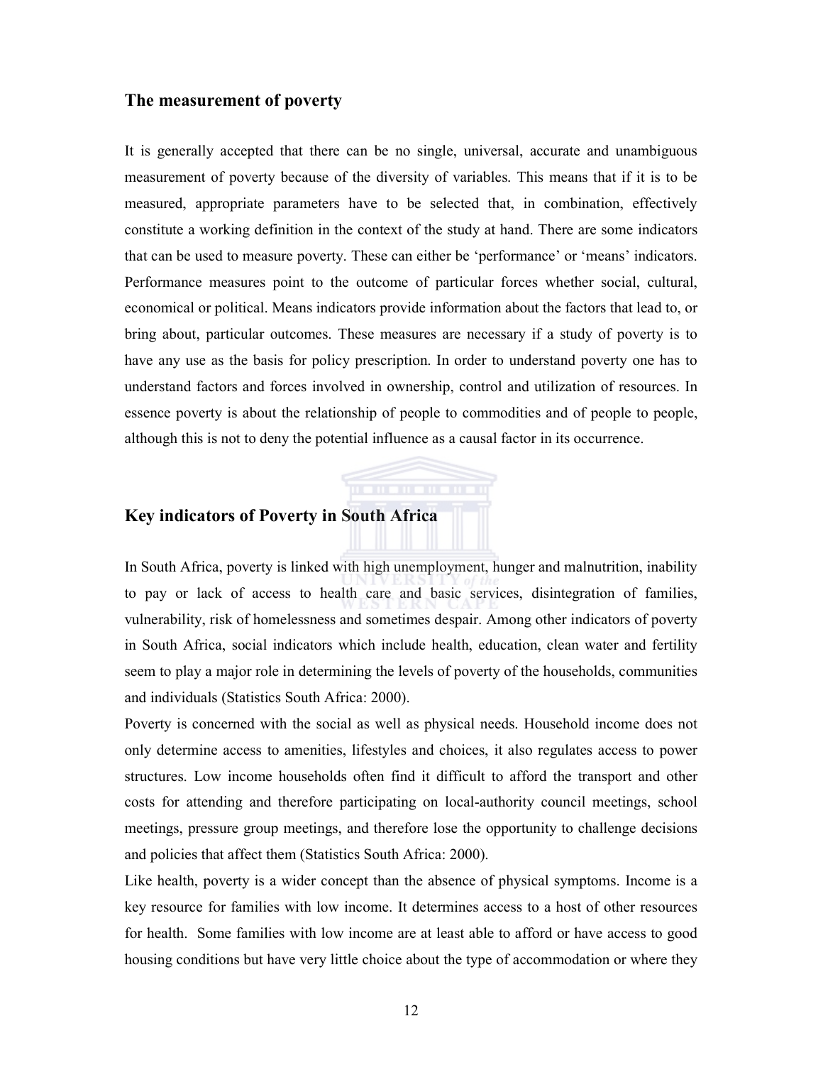## The measurement of poverty

It is generally accepted that there can be no single, universal, accurate and unambiguous measurement of poverty because of the diversity of variables. This means that if it is to be measured, appropriate parameters have to be selected that, in combination, effectively constitute a working definition in the context of the study at hand. There are some indicators that can be used to measure poverty. These can either be 'performance' or 'means' indicators. Performance measures point to the outcome of particular forces whether social, cultural, economical or political. Means indicators provide information about the factors that lead to, or bring about, particular outcomes. These measures are necessary if a study of poverty is to have any use as the basis for policy prescription. In order to understand poverty one has to understand factors and forces involved in ownership, control and utilization of resources. In essence poverty is about the relationship of people to commodities and of people to people, although this is not to deny the potential influence as a causal factor in its occurrence.

## Key indicators of Poverty in South Africa

In South Africa, poverty is linked with high unemployment, hunger and malnutrition, inability to pay or lack of access to health care and basic services, disintegration of families, vulnerability, risk of homelessness and sometimes despair. Among other indicators of poverty in South Africa, social indicators which include health, education, clean water and fertility seem to play a major role in determining the levels of poverty of the households, communities and individuals (Statistics South Africa: 2000).

Poverty is concerned with the social as well as physical needs. Household income does not only determine access to amenities, lifestyles and choices, it also regulates access to power structures. Low income households often find it difficult to afford the transport and other costs for attending and therefore participating on local-authority council meetings, school meetings, pressure group meetings, and therefore lose the opportunity to challenge decisions and policies that affect them (Statistics South Africa: 2000).

Like health, poverty is a wider concept than the absence of physical symptoms. Income is a key resource for families with low income. It determines access to a host of other resources for health. Some families with low income are at least able to afford or have access to good housing conditions but have very little choice about the type of accommodation or where they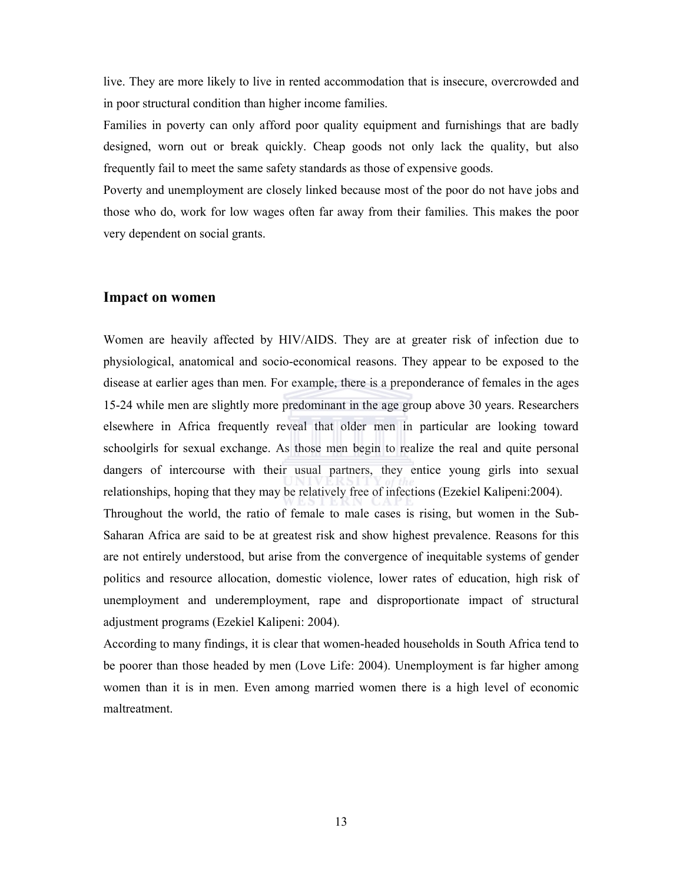live. They are more likely to live in rented accommodation that is insecure, overcrowded and in poor structural condition than higher income families.

Families in poverty can only afford poor quality equipment and furnishings that are badly designed, worn out or break quickly. Cheap goods not only lack the quality, but also frequently fail to meet the same safety standards as those of expensive goods.

Poverty and unemployment are closely linked because most of the poor do not have jobs and those who do, work for low wages often far away from their families. This makes the poor very dependent on social grants.

## Impact on women

Women are heavily affected by HIV/AIDS. They are at greater risk of infection due to physiological, anatomical and socio-economical reasons. They appear to be exposed to the disease at earlier ages than men. For example, there is a preponderance of females in the ages 15-24 while men are slightly more predominant in the age group above 30 years. Researchers elsewhere in Africa frequently reveal that older men in particular are looking toward schoolgirls for sexual exchange. As those men begin to realize the real and quite personal dangers of intercourse with their usual partners, they entice young girls into sexual relationships, hoping that they may be relatively free of infections (Ezekiel Kalipeni:2004).

Throughout the world, the ratio of female to male cases is rising, but women in the Sub-Saharan Africa are said to be at greatest risk and show highest prevalence. Reasons for this are not entirely understood, but arise from the convergence of inequitable systems of gender politics and resource allocation, domestic violence, lower rates of education, high risk of unemployment and underemployment, rape and disproportionate impact of structural adjustment programs (Ezekiel Kalipeni: 2004).

According to many findings, it is clear that women-headed households in South Africa tend to be poorer than those headed by men (Love Life: 2004). Unemployment is far higher among women than it is in men. Even among married women there is a high level of economic maltreatment.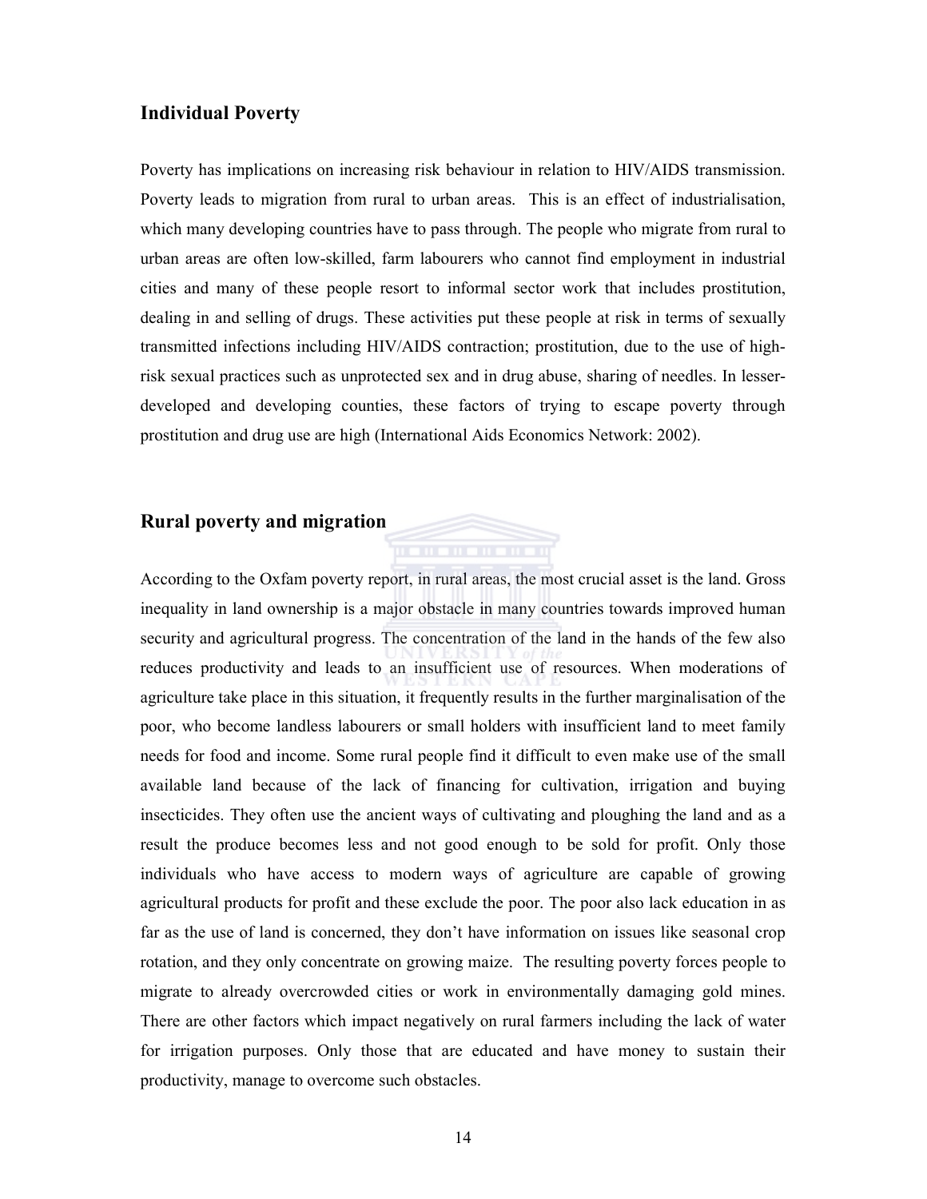## Individual Poverty

Poverty has implications on increasing risk behaviour in relation to HIV/AIDS transmission. Poverty leads to migration from rural to urban areas. This is an effect of industrialisation, which many developing countries have to pass through. The people who migrate from rural to urban areas are often low-skilled, farm labourers who cannot find employment in industrial cities and many of these people resort to informal sector work that includes prostitution, dealing in and selling of drugs. These activities put these people at risk in terms of sexually transmitted infections including HIV/AIDS contraction; prostitution, due to the use of high-risk sexual practices such as unprotected sex and in drug abuse, sharing of needles. In lesser-developed and developing counties, these factors of trying to escape poverty through prostitution and drug use are high (International Aids Economics Network: 2002).

## Rural poverty and migration

According to the Oxfam poverty report, in rural areas, the most crucial asset is the land. Gross inequality in land ownership is a major obstacle in many countries towards improved human security and agricultural progress. The concentration of the land in the hands of the few also reduces productivity and leads to an insufficient use of resources. When moderations of agriculture take place in this situation, it frequently results in the further marginalisation of the poor, who become landless labourers or small holders with insufficient land to meet family needs for food and income. Some rural people find it difficult to even make use of the small available land because of the lack of financing for cultivation, irrigation and buying insecticides. They often use the ancient ways of cultivating and ploughing the land and as a result the produce becomes less and not good enough to be sold for profit. Only those individuals who have access to modern ways of agriculture are capable of growing agricultural products for profit and these exclude the poor. The poor also lack education in as far as the use of land is concerned, they don't have information on issues like seasonal crop rotation, and they only concentrate on growing maize. The resulting poverty forces people to migrate to already overcrowded cities or work in environmentally damaging gold mines. There are other factors which impact negatively on rural farmers including the lack of water for irrigation purposes. Only those that are educated and have money to sustain their productivity, manage to overcome such obstacles.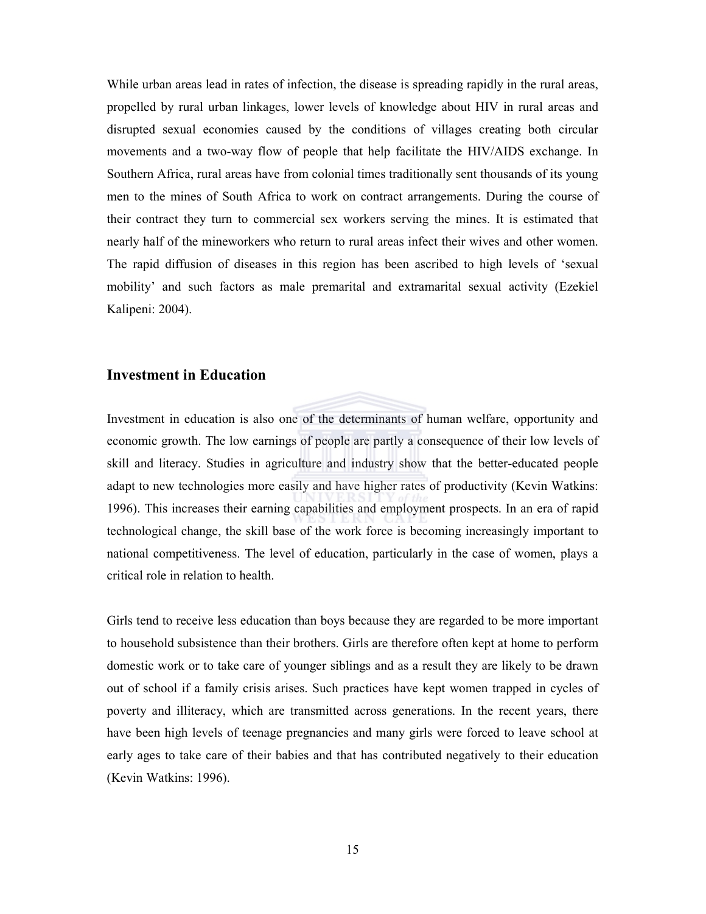While urban areas lead in rates of infection, the disease is spreading rapidly in the rural areas, propelled by rural urban linkages, lower levels of knowledge about HIV in rural areas and disrupted sexual economies caused by the conditions of villages creating both circular movements and a two-way flow of people that help facilitate the HIV/AIDS exchange. In Southern Africa, rural areas have from colonial times traditionally sent thousands of its young men to the mines of South Africa to work on contract arrangements. During the course of their contract they turn to commercial sex workers serving the mines. It is estimated that nearly half of the mineworkers who return to rural areas infect their wives and other women. The rapid diffusion of diseases in this region has been ascribed to high levels of 'sexual mobility' and such factors as male premarital and extramarital sexual activity (Ezekiel Kalipeni: 2004).

## Investment in Education

Investment in education is also one of the determinants of human welfare, opportunity and economic growth. The low earnings of people are partly a consequence of their low levels of skill and literacy. Studies in agriculture and industry show that the better-educated people adapt to new technologies more easily and have higher rates of productivity (Kevin Watkins: 1996). This increases their earning capabilities and employment prospects. In an era of rapid technological change, the skill base of the work force is becoming increasingly important to national competitiveness. The level of education, particularly in the case of women, plays a critical role in relation to health.

Girls tend to receive less education than boys because they are regarded to be more important to household subsistence than their brothers. Girls are therefore often kept at home to perform domestic work or to take care of younger siblings and as a result they are likely to be drawn out of school if a family crisis arises. Such practices have kept women trapped in cycles of poverty and illiteracy, which are transmitted across generations. In the recent years, there have been high levels of teenage pregnancies and many girls were forced to leave school at early ages to take care of their babies and that has contributed negatively to their education (Kevin Watkins: 1996).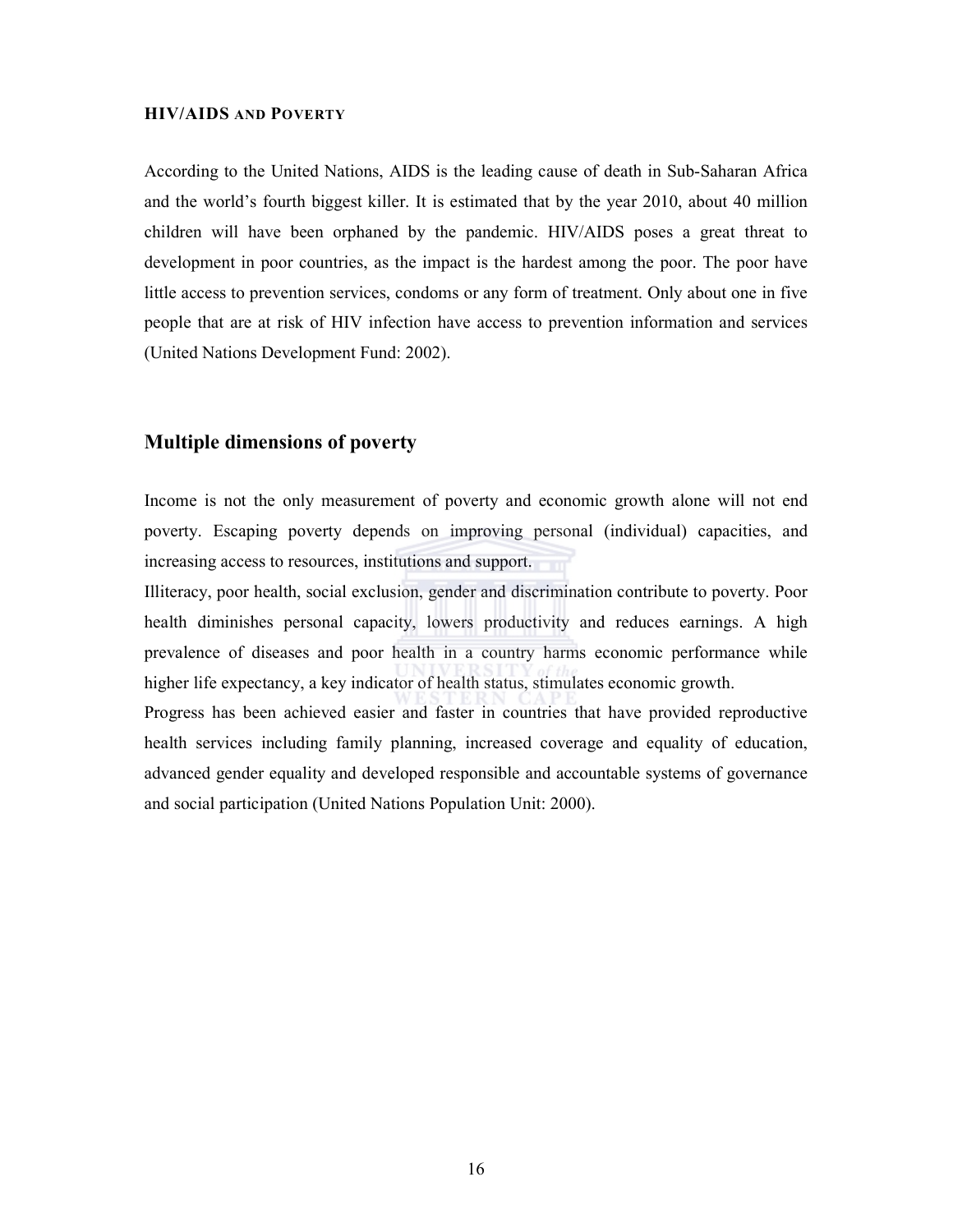### HIV/AIDS and Poverty

According to the United Nations, AIDS is the leading cause of death in Sub-Saharan Africa and the world's fourth biggest killer. It is estimated that by the year 2010, about 40 million children will have been orphaned by the pandemic. HIV/AIDS poses a great threat to development in poor countries, as the impact is the hardest among the poor. The poor have little access to prevention services, condoms or any form of treatment. Only about one in five people that are at risk of HIV infection have access to prevention information and services (United Nations Development Fund: 2002).

## Multiple dimensions of poverty

Income is not the only measurement of poverty and economic growth alone will not end poverty. Escaping poverty depends on improving personal (individual) capacities, and increasing access to resources, institutions and support.

Illiteracy, poor health, social exclusion, gender and discrimination contribute to poverty. Poor health diminishes personal capacity, lowers productivity and reduces earnings. A high prevalence of diseases and poor health in a country harms economic performance while higher life expectancy, a key indicator of health status, stimulates economic growth.

Progress has been achieved easier and faster in countries that have provided reproductive health services including family planning, increased coverage and equality of education, advanced gender equality and developed responsible and accountable systems of governance and social participation (United Nations Population Unit: 2000).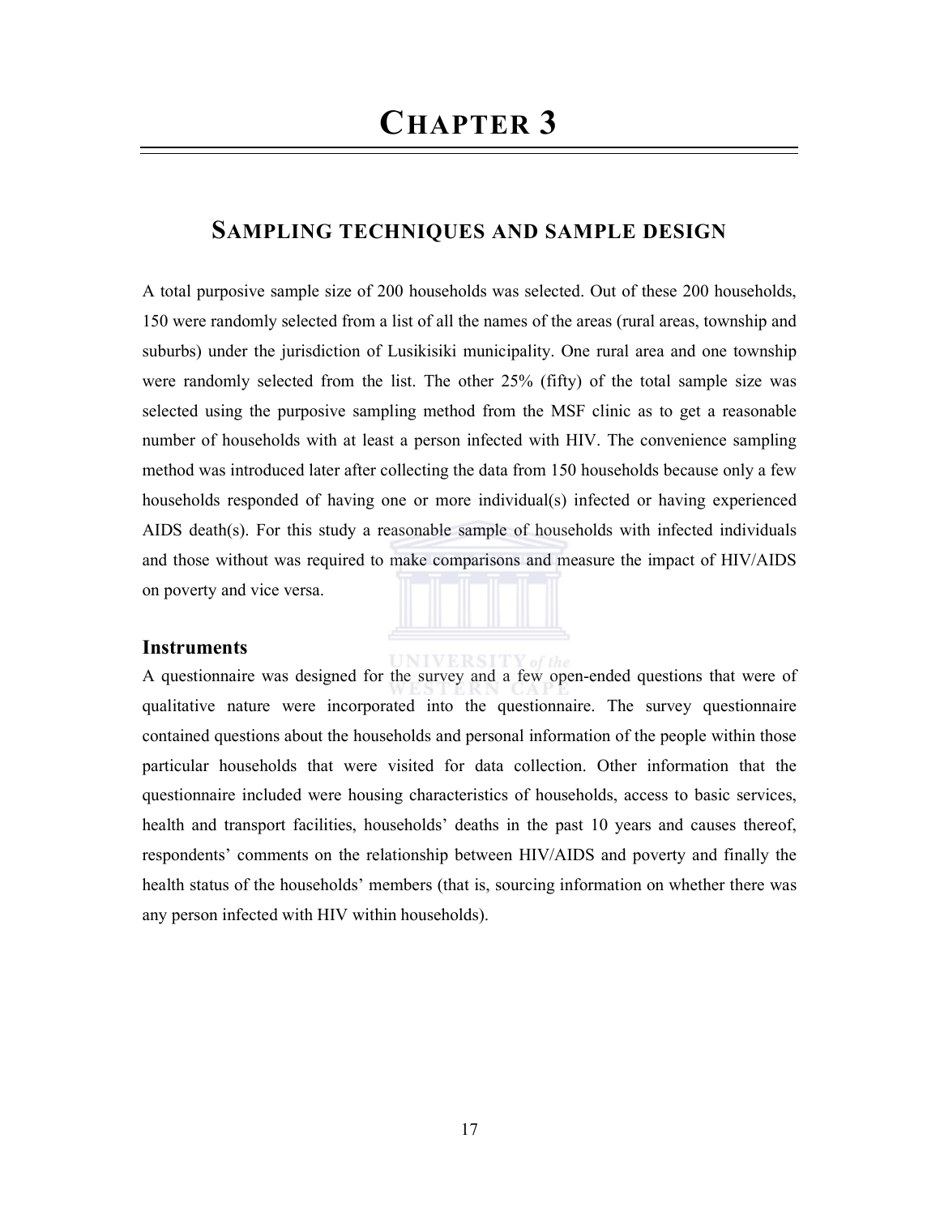# CHAPTER 3

## SAMPLING TECHNIQUES AND SAMPLE DESIGN

A total purposive sample size of 200 households was selected. Out of these 200 households, 150 were randomly selected from a list of all the names of the areas (rural areas, township and suburbs) under the jurisdiction of Lusikisiki municipality. One rural area and one township were randomly selected from the list. The other 25% (fifty) of the total sample size was selected using the purposive sampling method from the MSF clinic as to get a reasonable number of households with at least a person infected with HIV. The convenience sampling method was introduced later after collecting the data from 150 households because only a few households responded of having one or more individual(s) infected or having experienced AIDS death(s). For this study a reasonable sample of households with infected individuals and those without was required to make comparisons and measure the impact of HIV/AIDS on poverty and vice versa.

### Instruments

A questionnaire was designed for the survey and a few open-ended questions that were of qualitative nature were incorporated into the questionnaire. The survey questionnaire contained questions about the households and personal information of the people within those particular households that were visited for data collection. Other information that the questionnaire included were housing characteristics of households, access to basic services, health and transport facilities, households' deaths in the past 10 years and causes thereof, respondents' comments on the relationship between HIV/AIDS and poverty and finally the health status of the households' members (that is, sourcing information on whether there was any person infected with HIV within households).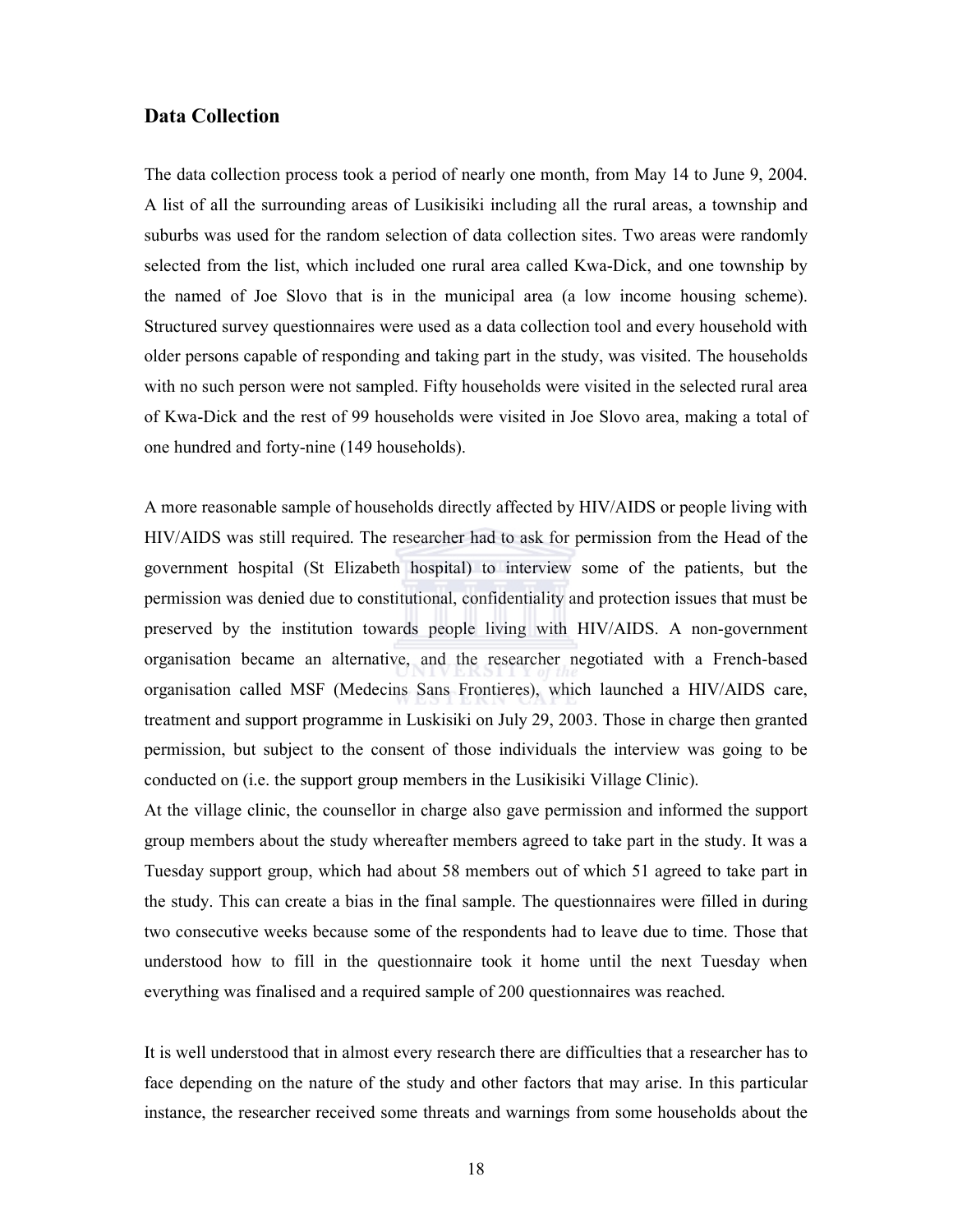## Data Collection

The data collection process took a period of nearly one month, from May 14 to June 9, 2004. A list of all the surrounding areas of Lusikisiki including all the rural areas, a township and suburbs was used for the random selection of data collection sites. Two areas were randomly selected from the list, which included one rural area called Kwa-Dick, and one township by the named of Joe Slovo that is in the municipal area (a low income housing scheme). Structured survey questionnaires were used as a data collection tool and every household with older persons capable of responding and taking part in the study, was visited. The households with no such person were not sampled. Fifty households were visited in the selected rural area of Kwa-Dick and the rest of 99 households were visited in Joe Slovo area, making a total of one hundred and forty-nine (149 households).

A more reasonable sample of households directly affected by HIV/AIDS or people living with HIV/AIDS was still required. The researcher had to ask for permission from the Head of the government hospital (St Elizabeth hospital) to interview some of the patients, but the permission was denied due to constitutional, confidentiality and protection issues that must be preserved by the institution towards people living with HIV/AIDS. A non-government organisation became an alternative, and the researcher negotiated with a French-based organisation called MSF (Medecins Sans Frontieres), which launched a HIV/AIDS care, treatment and support programme in Luskisiki on July 29, 2003. Those in charge then granted permission, but subject to the consent of those individuals the interview was going to be conducted on (i.e. the support group members in the Lusikisiki Village Clinic).
At the village clinic, the counsellor in charge also gave permission and informed the support group members about the study whereafter members agreed to take part in the study. It was a Tuesday support group, which had about 58 members out of which 51 agreed to take part in the study. This can create a bias in the final sample. The questionnaires were filled in during two consecutive weeks because some of the respondents had to leave due to time. Those that understood how to fill in the questionnaire took it home until the next Tuesday when everything was finalised and a required sample of 200 questionnaires was reached.

It is well understood that in almost every research there are difficulties that a researcher has to face depending on the nature of the study and other factors that may arise. In this particular instance, the researcher received some threats and warnings from some households about the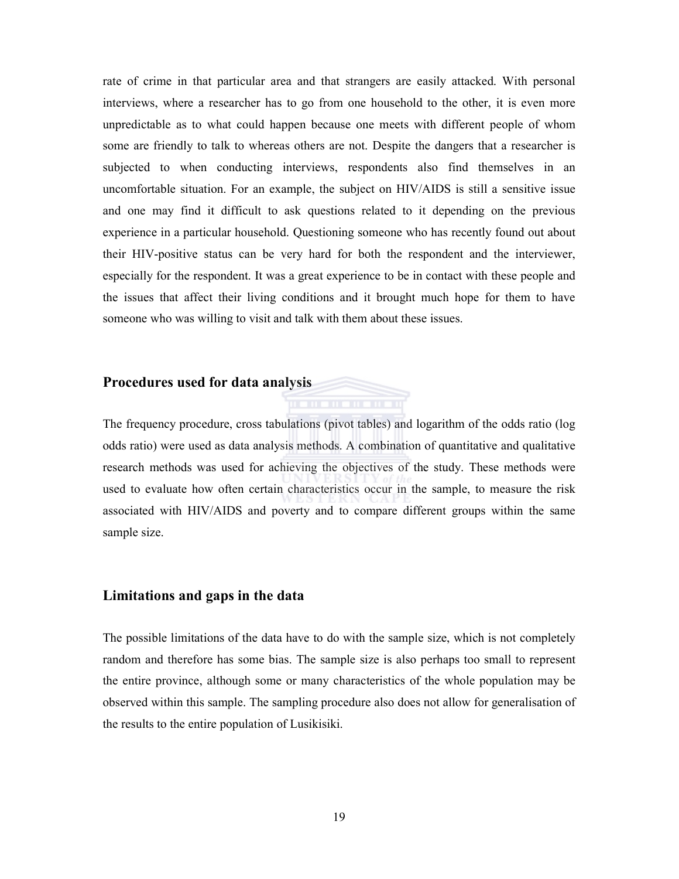rate of crime in that particular area and that strangers are easily attacked. With personal interviews, where a researcher has to go from one household to the other, it is even more unpredictable as to what could happen because one meets with different people of whom some are friendly to talk to whereas others are not. Despite the dangers that a researcher is subjected to when conducting interviews, respondents also find themselves in an uncomfortable situation. For an example, the subject on HIV/AIDS is still a sensitive issue and one may find it difficult to ask questions related to it depending on the previous experience in a particular household. Questioning someone who has recently found out about their HIV-positive status can be very hard for both the respondent and the interviewer, especially for the respondent. It was a great experience to be in contact with these people and the issues that affect their living conditions and it brought much hope for them to have someone who was willing to visit and talk with them about these issues.

## Procedures used for data analysis

The frequency procedure, cross tabulations (pivot tables) and logarithm of the odds ratio (log odds ratio) were used as data analysis methods. A combination of quantitative and qualitative research methods was used for achieving the objectives of the study. These methods were used to evaluate how often certain characteristics occur in the sample, to measure the risk associated with HIV/AIDS and poverty and to compare different groups within the same sample size.

## Limitations and gaps in the data

The possible limitations of the data have to do with the sample size, which is not completely random and therefore has some bias. The sample size is also perhaps too small to represent the entire province, although some or many characteristics of the whole population may be observed within this sample. The sampling procedure also does not allow for generalisation of the results to the entire population of Lusikisiki.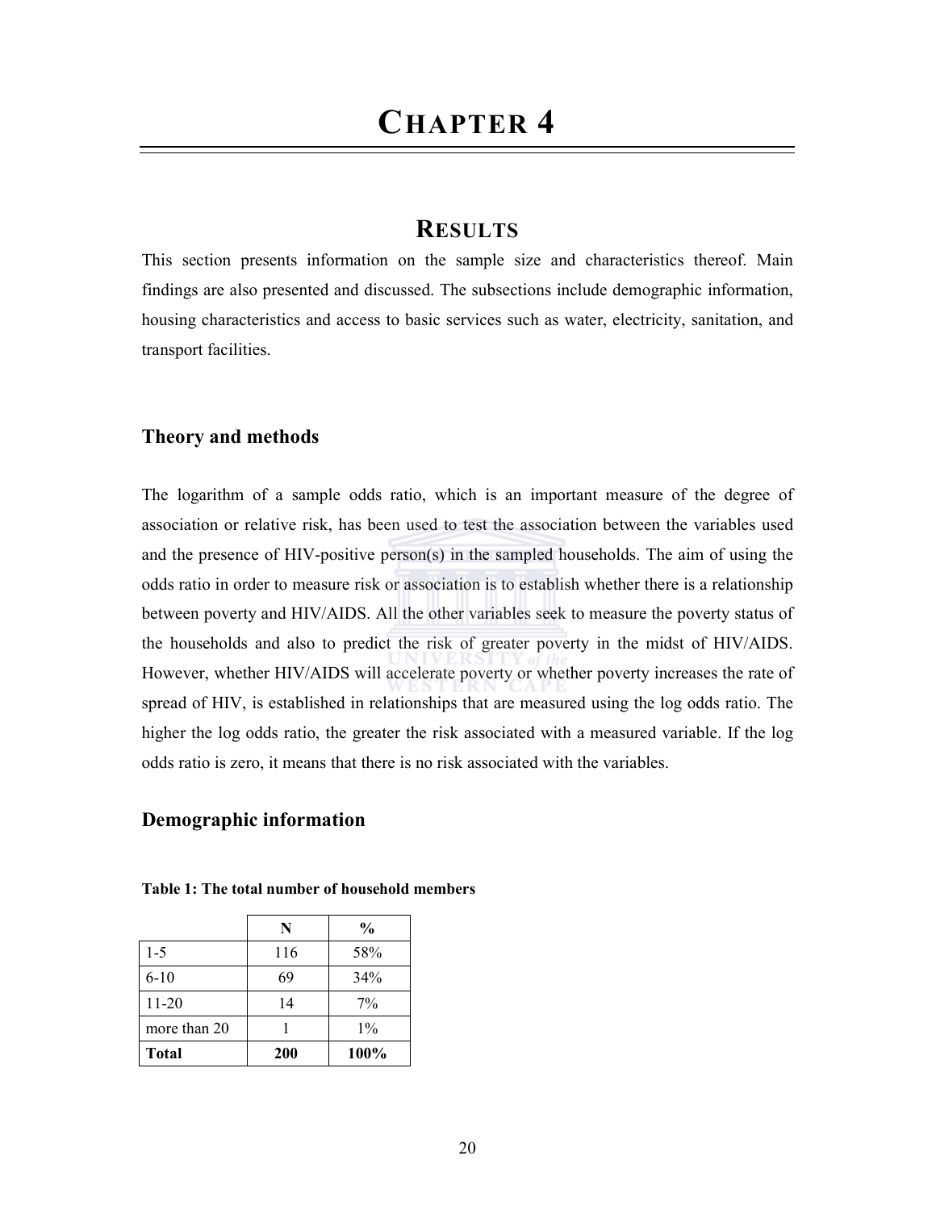# CHAPTER 4

## RESULTS

This section presents information on the sample size and characteristics thereof. Main findings are also presented and discussed. The subsections include demographic information, housing characteristics and access to basic services such as water, electricity, sanitation, and transport facilities.

### Theory and methods

The logarithm of a sample odds ratio, which is an important measure of the degree of association or relative risk, has been used to test the association between the variables used and the presence of HIV-positive person(s) in the sampled households. The aim of using the odds ratio in order to measure risk or association is to establish whether there is a relationship between poverty and HIV/AIDS. All the other variables seek to measure the poverty status of the households and also to predict the risk of greater poverty in the midst of HIV/AIDS. However, whether HIV/AIDS will accelerate poverty or whether poverty increases the rate of spread of HIV, is established in relationships that are measured using the log odds ratio. The higher the log odds ratio, the greater the risk associated with a measured variable. If the log odds ratio is zero, it means that there is no risk associated with the variables.

### Demographic information

**Table 1: The total number of household members**

| | N | % |
|---|---|---|
| 1-5 | 116 | 58% |
| 6-10 | 69 | 34% |
| 11-20 | 14 | 7% |
| more than 20 | 1 | 1% |
| **Total** | **200** | **100%** |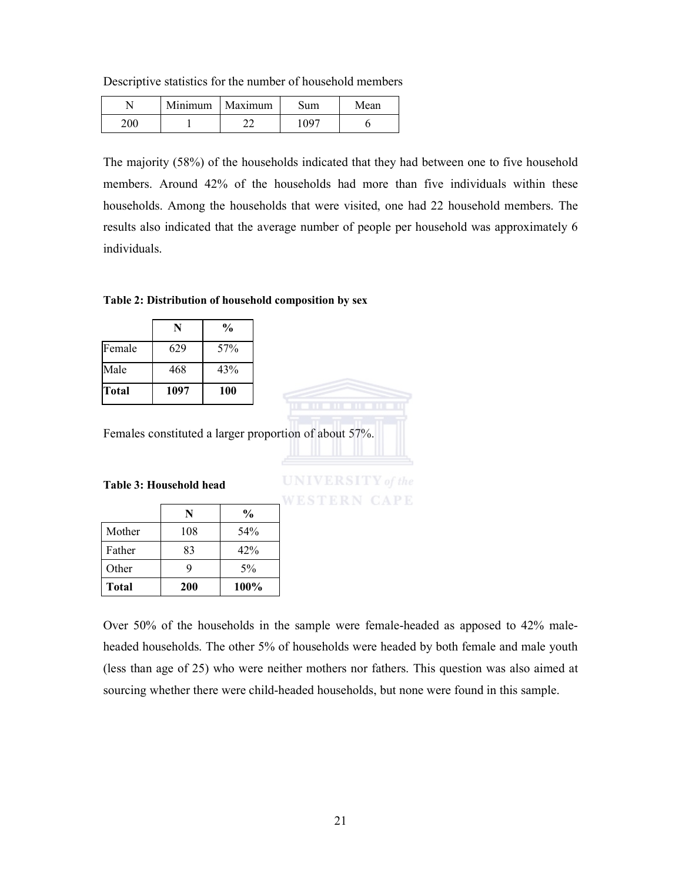Descriptive statistics for the number of household members

| N | Minimum | Maximum | Sum | Mean |
| --- | --- | --- | --- | --- |
| 200 | 1 | 22 | 1097 | 6 |

The majority (58%) of the households indicated that they had between one to five household members. Around 42% of the households had more than five individuals within these households. Among the households that were visited, one had 22 household members. The results also indicated that the average number of people per household was approximately 6 individuals.

**Table 2: Distribution of household composition by sex**

| | **N** | **%** |
| --- | --- | --- |
| Female | 629 | 57% |
| Male | 468 | 43% |
| **Total** | **1097** | **100** |

Females constituted a larger proportion of about 57%.

**Table 3: Household head**

| | **N** | **%** |
| --- | --- | --- |
| Mother | 108 | 54% |
| Father | 83 | 42% |
| Other | 9 | 5% |
| **Total** | **200** | **100%** |

Over 50% of the households in the sample were female-headed as apposed to 42% male-headed households. The other 5% of households were headed by both female and male youth (less than age of 25) who were neither mothers nor fathers. This question was also aimed at sourcing whether there were child-headed households, but none were found in this sample.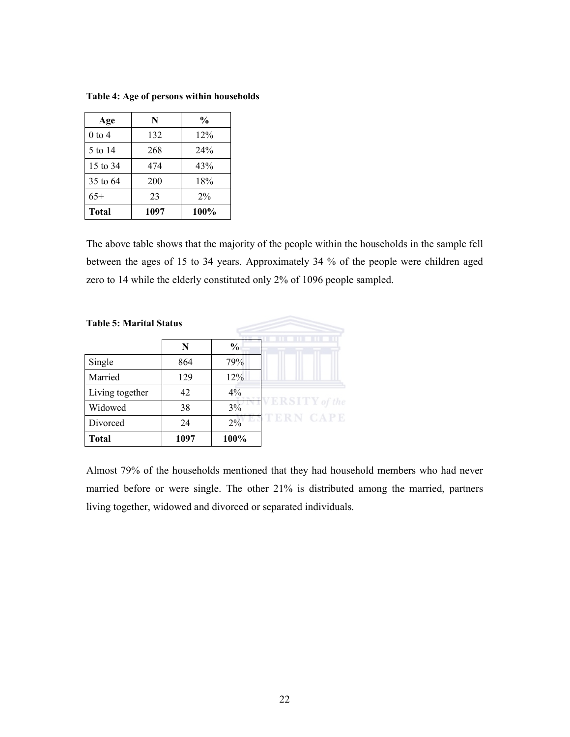**Table 4: Age of persons within households**

| Age | N | % |
|---|---|---|
| 0 to 4 | 132 | 12% |
| 5 to 14 | 268 | 24% |
| 15 to 34 | 474 | 43% |
| 35 to 64 | 200 | 18% |
| 65+ | 23 | 2% |
| **Total** | **1097** | **100%** |

The above table shows that the majority of the people within the households in the sample fell between the ages of 15 to 34 years. Approximately 34 % of the people were children aged zero to 14 while the elderly constituted only 2% of 1096 people sampled.

**Table 5: Marital Status**

| | N | % |
|---|---|---|
| Single | 864 | 79% |
| Married | 129 | 12% |
| Living together | 42 | 4% |
| Widowed | 38 | 3% |
| Divorced | 24 | 2% |
| **Total** | **1097** | **100%** |

Almost 79% of the households mentioned that they had household members who had never married before or were single. The other 21% is distributed among the married, partners living together, widowed and divorced or separated individuals.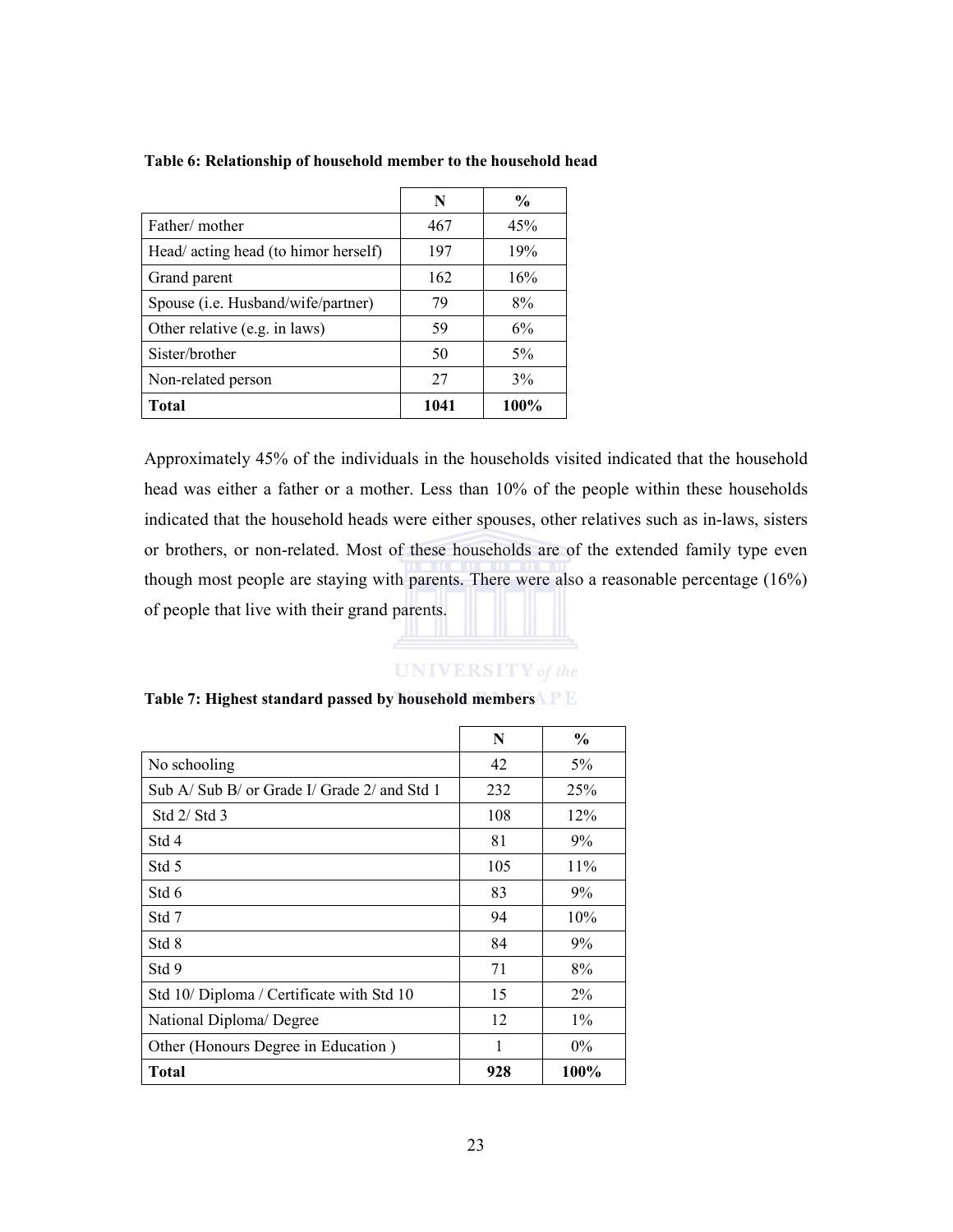**Table 6: Relationship of household member to the household head**

| | N | % |
|---|---|---|
| Father/ mother | 467 | 45% |
| Head/ acting head (to himor herself) | 197 | 19% |
| Grand parent | 162 | 16% |
| Spouse (i.e. Husband/wife/partner) | 79 | 8% |
| Other relative (e.g. in laws) | 59 | 6% |
| Sister/brother | 50 | 5% |
| Non-related person | 27 | 3% |
| **Total** | **1041** | **100%** |

Approximately 45% of the individuals in the households visited indicated that the household head was either a father or a mother. Less than 10% of the people within these households indicated that the household heads were either spouses, other relatives such as in-laws, sisters or brothers, or non-related. Most of these households are of the extended family type even though most people are staying with parents. There were also a reasonable percentage (16%) of people that live with their grand parents.

**Table 7: Highest standard passed by household members**

| | N | % |
|---|---|---|
| No schooling | 42 | 5% |
| Sub A/ Sub B/ or Grade I/ Grade 2/ and Std 1 | 232 | 25% |
| Std 2/ Std 3 | 108 | 12% |
| Std 4 | 81 | 9% |
| Std 5 | 105 | 11% |
| Std 6 | 83 | 9% |
| Std 7 | 94 | 10% |
| Std 8 | 84 | 9% |
| Std 9 | 71 | 8% |
| Std 10/ Diploma / Certificate with Std 10 | 15 | 2% |
| National Diploma/ Degree | 12 | 1% |
| Other (Honours Degree in Education ) | 1 | 0% |
| **Total** | **928** | **100%** |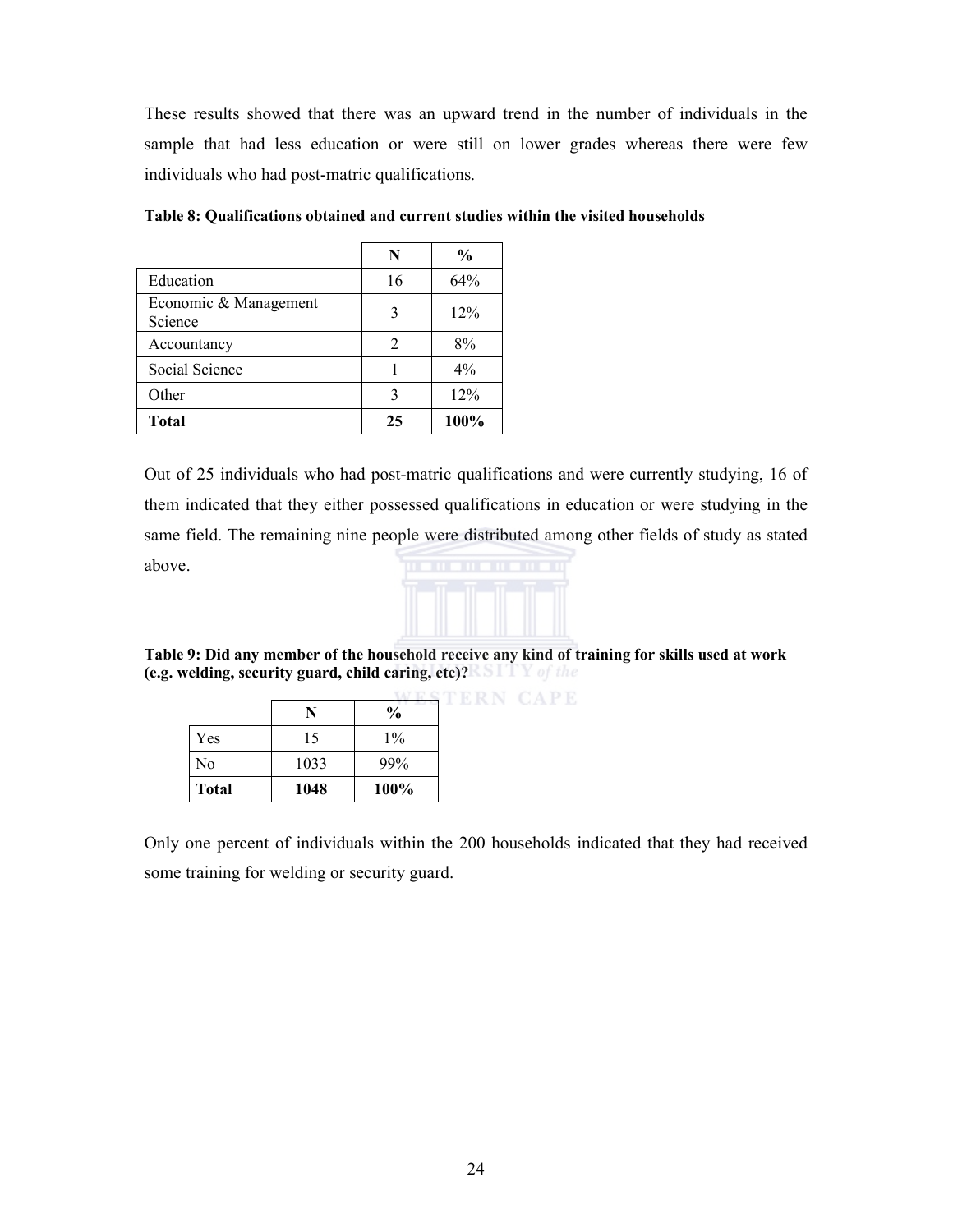These results showed that there was an upward trend in the number of individuals in the sample that had less education or were still on lower grades whereas there were few individuals who had post-matric qualifications.

**Table 8: Qualifications obtained and current studies within the visited households**

| | N | % |
|---|---|---|
| Education | 16 | 64% |
| Economic & Management Science | 3 | 12% |
| Accountancy | 2 | 8% |
| Social Science | 1 | 4% |
| Other | 3 | 12% |
| **Total** | **25** | **100%** |

Out of 25 individuals who had post-matric qualifications and were currently studying, 16 of them indicated that they either possessed qualifications in education or were studying in the same field. The remaining nine people were distributed among other fields of study as stated above.

**Table 9: Did any member of the household receive any kind of training for skills used at work (e.g. welding, security guard, child caring, etc)?**

| | N | % |
|---|---|---|
| Yes | 15 | 1% |
| No | 1033 | 99% |
| **Total** | **1048** | **100%** |

Only one percent of individuals within the 200 households indicated that they had received some training for welding or security guard.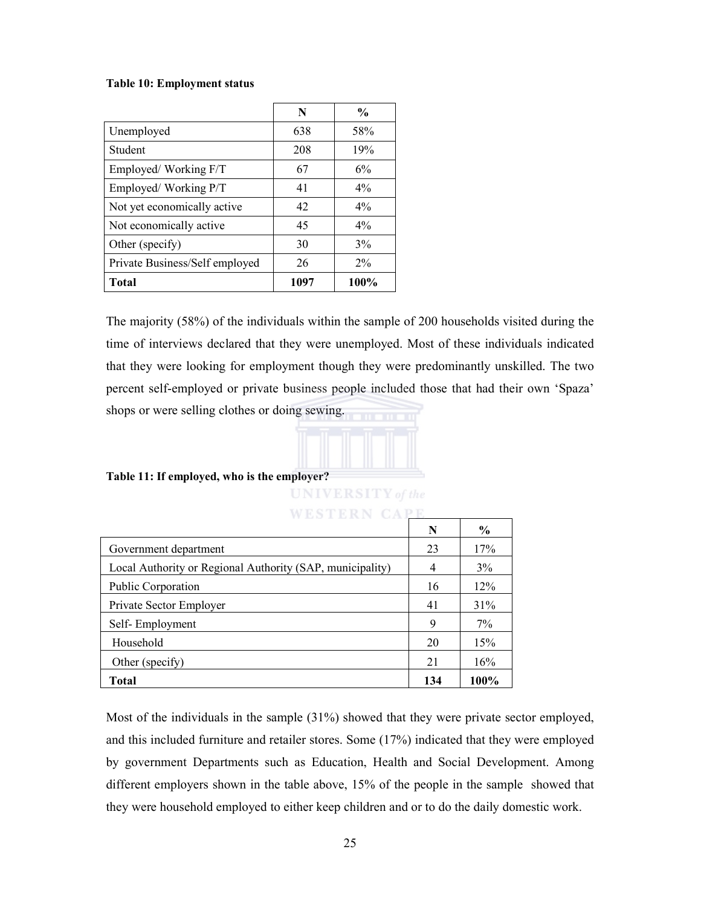**Table 10: Employment status**

| | N | % |
|---|---|---|
| Unemployed | 638 | 58% |
| Student | 208 | 19% |
| Employed/ Working F/T | 67 | 6% |
| Employed/ Working P/T | 41 | 4% |
| Not yet economically active | 42 | 4% |
| Not economically active | 45 | 4% |
| Other (specify) | 30 | 3% |
| Private Business/Self employed | 26 | 2% |
| **Total** | **1097** | **100%** |

The majority (58%) of the individuals within the sample of 200 households visited during the time of interviews declared that they were unemployed. Most of these individuals indicated that they were looking for employment though they were predominantly unskilled. The two percent self-employed or private business people included those that had their own 'Spaza' shops or were selling clothes or doing sewing.

**Table 11: If employed, who is the employer?**

| | N | % |
|---|---|---|
| Government department | 23 | 17% |
| Local Authority or Regional Authority (SAP, municipality) | 4 | 3% |
| Public Corporation | 16 | 12% |
| Private Sector Employer | 41 | 31% |
| Self- Employment | 9 | 7% |
| Household | 20 | 15% |
| Other (specify) | 21 | 16% |
| **Total** | **134** | **100%** |

Most of the individuals in the sample (31%) showed that they were private sector employed, and this included furniture and retailer stores. Some (17%) indicated that they were employed by government Departments such as Education, Health and Social Development. Among different employers shown in the table above, 15% of the people in the sample showed that they were household employed to either keep children and or to do the daily domestic work.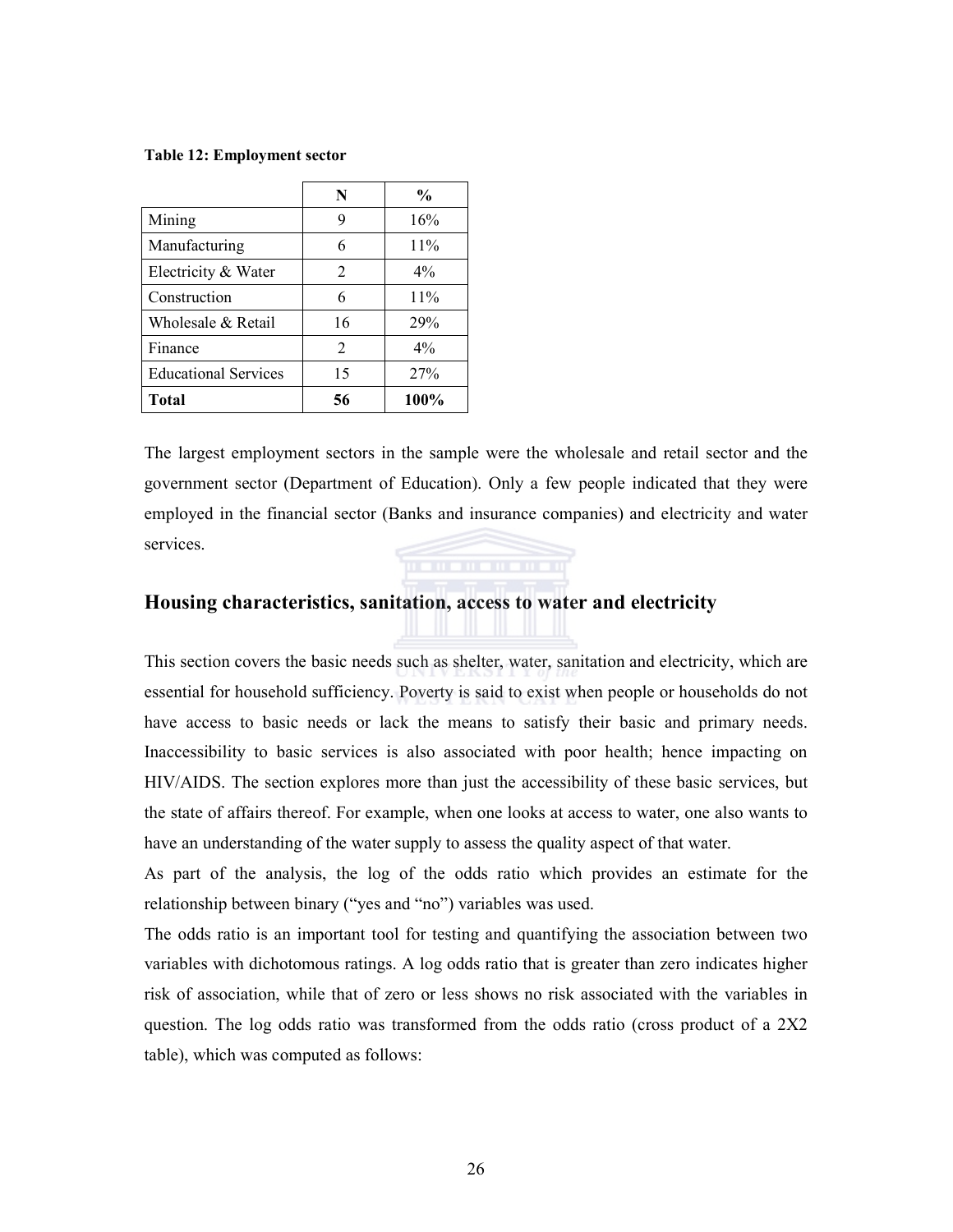**Table 12: Employment sector**

| | N | % |
|---|---|---|
| Mining | 9 | 16% |
| Manufacturing | 6 | 11% |
| Electricity & Water | 2 | 4% |
| Construction | 6 | 11% |
| Wholesale & Retail | 16 | 29% |
| Finance | 2 | 4% |
| Educational Services | 15 | 27% |
| **Total** | **56** | **100%** |

The largest employment sectors in the sample were the wholesale and retail sector and the government sector (Department of Education). Only a few people indicated that they were employed in the financial sector (Banks and insurance companies) and electricity and water services.

## Housing characteristics, sanitation, access to water and electricity

This section covers the basic needs such as shelter, water, sanitation and electricity, which are essential for household sufficiency. Poverty is said to exist when people or households do not have access to basic needs or lack the means to satisfy their basic and primary needs. Inaccessibility to basic services is also associated with poor health; hence impacting on HIV/AIDS. The section explores more than just the accessibility of these basic services, but the state of affairs thereof. For example, when one looks at access to water, one also wants to have an understanding of the water supply to assess the quality aspect of that water.

As part of the analysis, the log of the odds ratio which provides an estimate for the relationship between binary ("yes and "no") variables was used.

The odds ratio is an important tool for testing and quantifying the association between two variables with dichotomous ratings. A log odds ratio that is greater than zero indicates higher risk of association, while that of zero or less shows no risk associated with the variables in question. The log odds ratio was transformed from the odds ratio (cross product of a 2X2 table), which was computed as follows: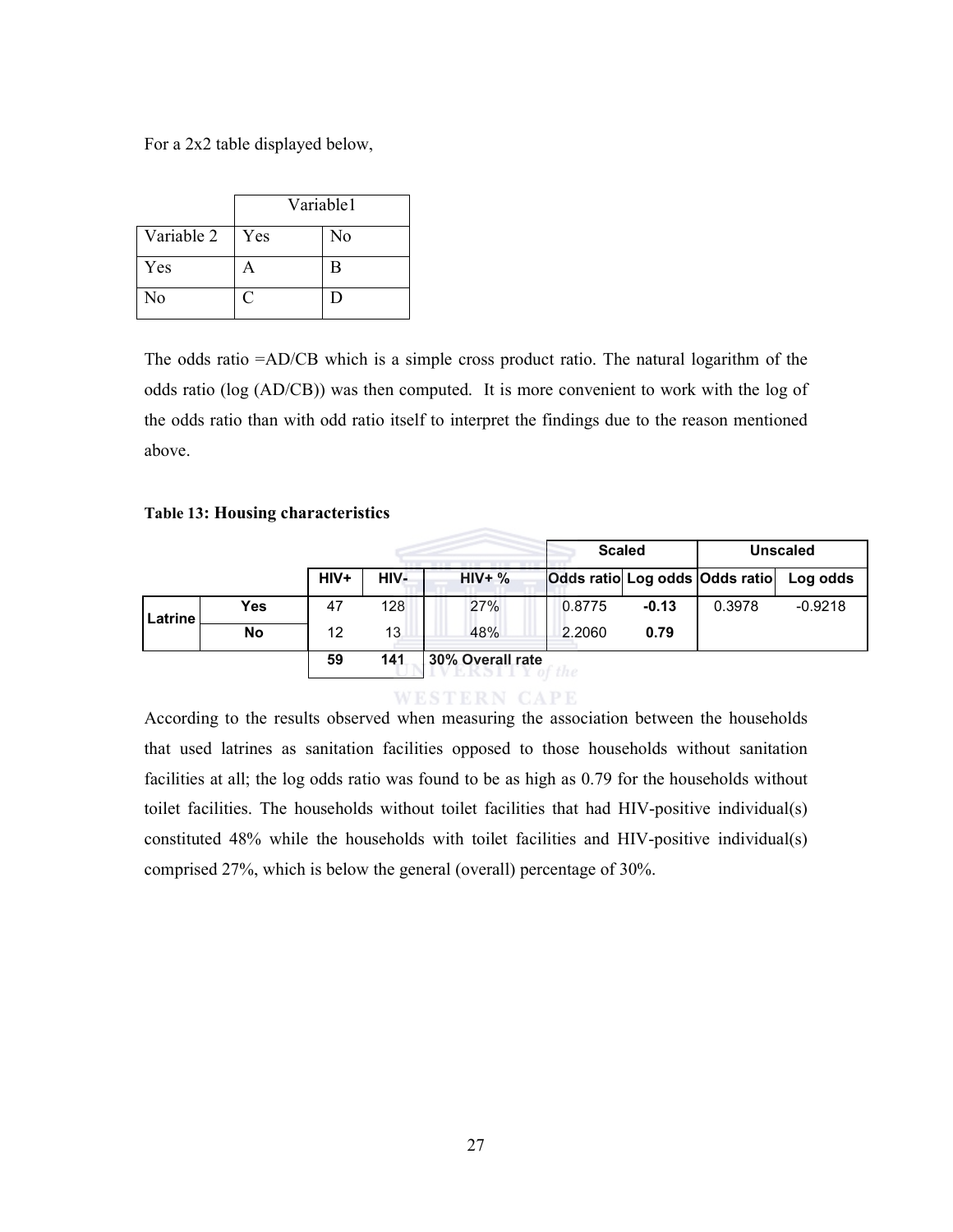For a 2x2 table displayed below,

| | Variable1 | |
|---|---|---|
| Variable 2 | Yes | No |
| Yes | A | B |
| No | C | D |

The odds ratio =AD/CB which is a simple cross product ratio. The natural logarithm of the odds ratio (log (AD/CB)) was then computed. It is more convenient to work with the log of the odds ratio than with odd ratio itself to interpret the findings due to the reason mentioned above.

**Table 13: Housing characteristics**

| | | | | | Scaled | | Unscaled | |
|---|---|---|---|---|---|---|---|---|
| | | **HIV+** | **HIV-** | **HIV+ %** | **Odds ratio** | **Log odds** | **Odds ratio** | **Log odds** |
| **Latrine** | **Yes** | 47 | 128 | 27% | 0.8775 | **-0.13** | 0.3978 | -0.9218 |
| | **No** | 12 | 13 | 48% | 2.2060 | **0.79** | | |
| | | **59** | **141** | **30% Overall rate** | | | | |

According to the results observed when measuring the association between the households that used latrines as sanitation facilities opposed to those households without sanitation facilities at all; the log odds ratio was found to be as high as 0.79 for the households without toilet facilities. The households without toilet facilities that had HIV-positive individual(s) constituted 48% while the households with toilet facilities and HIV-positive individual(s) comprised 27%, which is below the general (overall) percentage of 30%.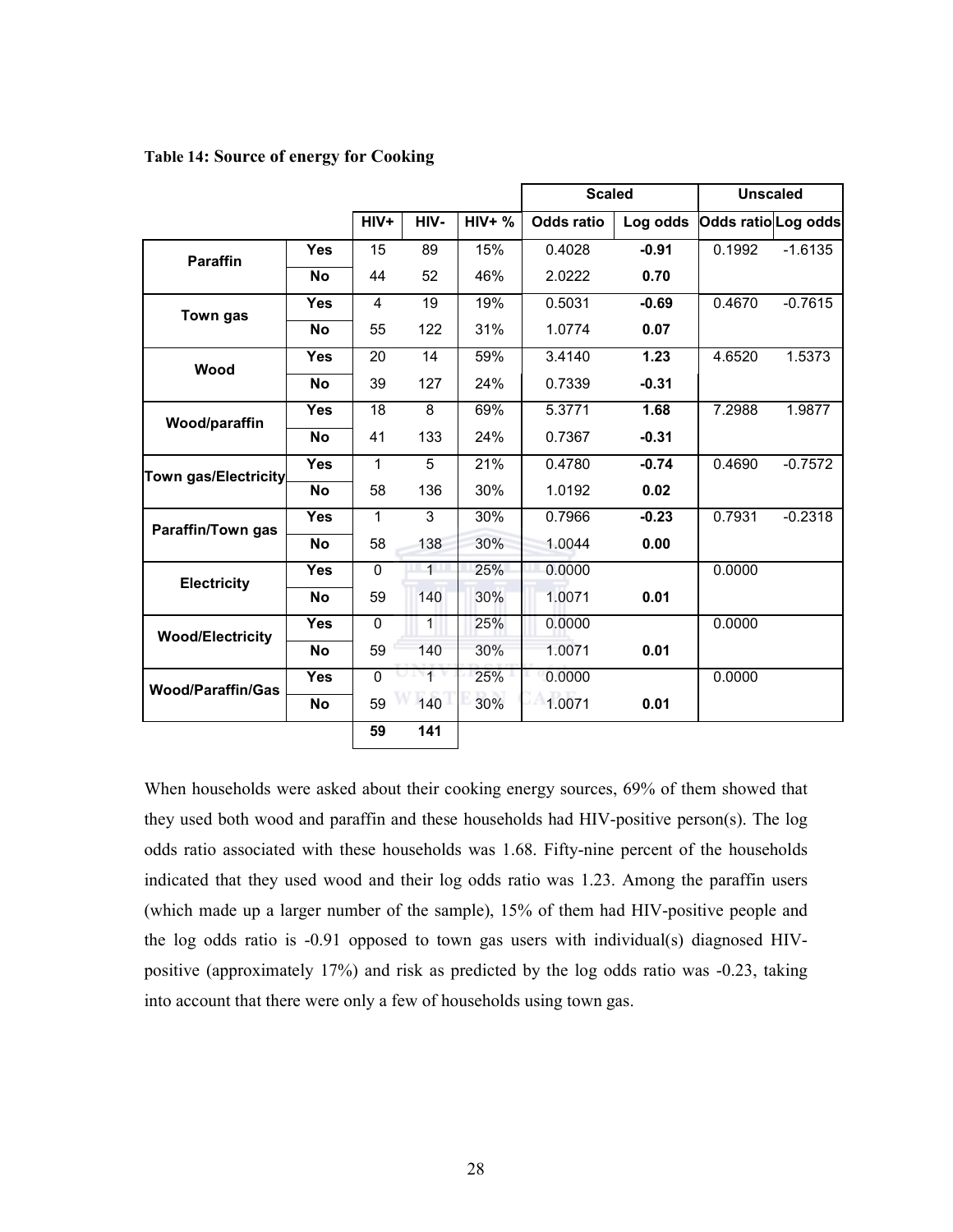**Table 14: Source of energy for Cooking**

| | | HIV+ | HIV- | HIV+ % | Scaled | | Unscaled | |
|---|---|---|---|---|---|---|---|---|
| | | | | | Odds ratio | Log odds | Odds ratio | Log odds |
| **Paraffin** | **Yes** | 15 | 89 | 15% | 0.4028 | **-0.91** | 0.1992 | -1.6135 |
| | **No** | 44 | 52 | 46% | 2.0222 | **0.70** | | |
| **Town gas** | **Yes** | 4 | 19 | 19% | 0.5031 | **-0.69** | 0.4670 | -0.7615 |
| | **No** | 55 | 122 | 31% | 1.0774 | **0.07** | | |
| **Wood** | **Yes** | 20 | 14 | 59% | 3.4140 | **1.23** | 4.6520 | 1.5373 |
| | **No** | 39 | 127 | 24% | 0.7339 | **-0.31** | | |
| **Wood/paraffin** | **Yes** | 18 | 8 | 69% | 5.3771 | **1.68** | 7.2988 | 1.9877 |
| | **No** | 41 | 133 | 24% | 0.7367 | **-0.31** | | |
| **Town gas/Electricity** | **Yes** | 1 | 5 | 21% | 0.4780 | **-0.74** | 0.4690 | -0.7572 |
| | **No** | 58 | 136 | 30% | 1.0192 | **0.02** | | |
| **Paraffin/Town gas** | **Yes** | 1 | 3 | 30% | 0.7966 | **-0.23** | 0.7931 | -0.2318 |
| | **No** | 58 | 138 | 30% | 1.0044 | **0.00** | | |
| **Electricity** | **Yes** | 0 | 1 | 25% | 0.0000 | | 0.0000 | |
| | **No** | 59 | 140 | 30% | 1.0071 | **0.01** | | |
| **Wood/Electricity** | **Yes** | 0 | 1 | 25% | 0.0000 | | 0.0000 | |
| | **No** | 59 | 140 | 30% | 1.0071 | **0.01** | | |
| **Wood/Paraffin/Gas** | **Yes** | 0 | 1 | 25% | 0.0000 | | 0.0000 | |
| | **No** | 59 | 140 | 30% | 1.0071 | **0.01** | | |
| | | **59** | **141** | | | | | |

When households were asked about their cooking energy sources, 69% of them showed that they used both wood and paraffin and these households had HIV-positive person(s). The log odds ratio associated with these households was 1.68. Fifty-nine percent of the households indicated that they used wood and their log odds ratio was 1.23. Among the paraffin users (which made up a larger number of the sample), 15% of them had HIV-positive people and the log odds ratio is -0.91 opposed to town gas users with individual(s) diagnosed HIV-positive (approximately 17%) and risk as predicted by the log odds ratio was -0.23, taking into account that there were only a few of households using town gas.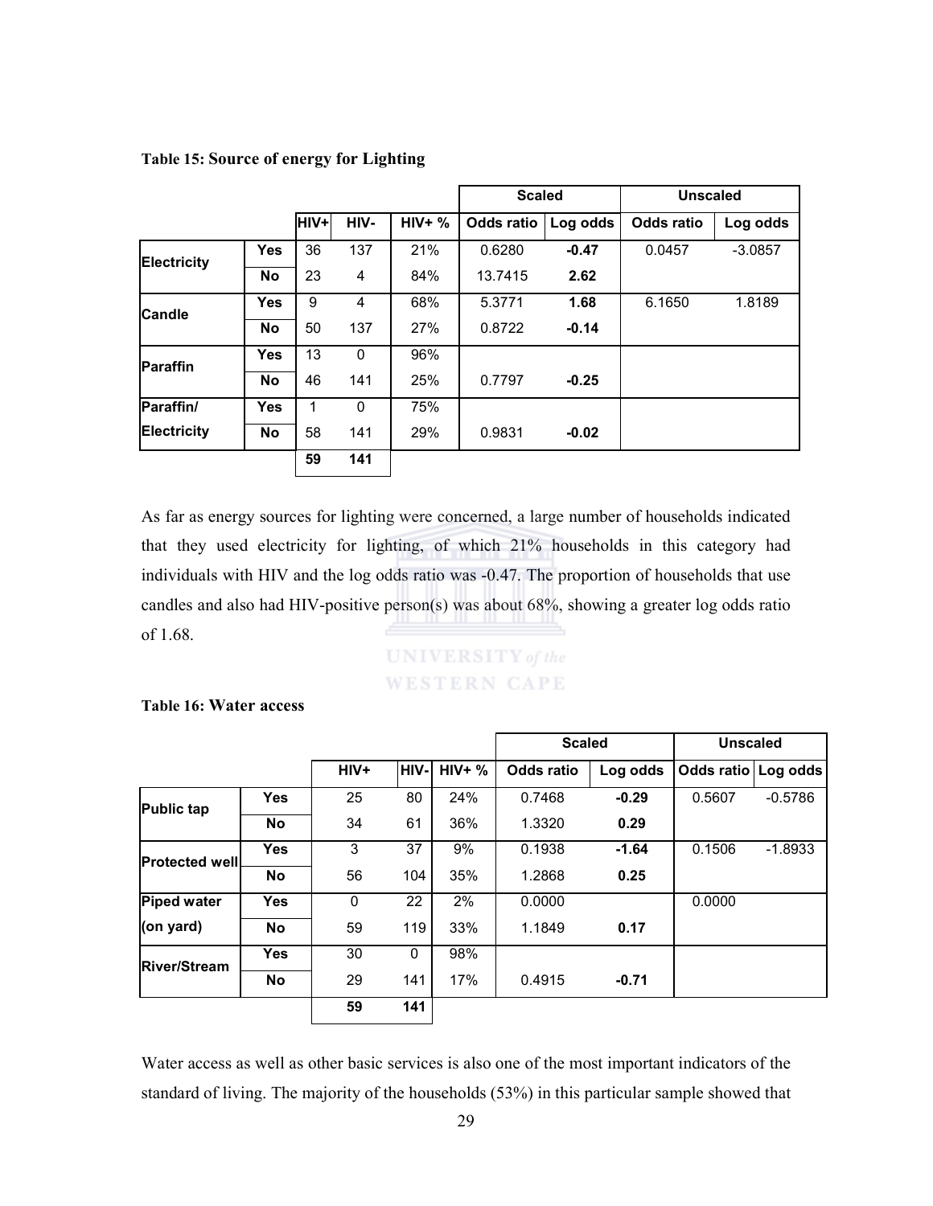**Table 15: Source of energy for Lighting**

| | | | | | Scaled | | Unscaled | |
|---|---|---|---|---|---|---|---|---|
| | | HIV+ | HIV- | HIV+ % | Odds ratio | Log odds | Odds ratio | Log odds |
| Electricity | Yes | 36 | 137 | 21% | 0.6280 | **-0.47** | 0.0457 | -3.0857 |
| | No | 23 | 4 | 84% | 13.7415 | **2.62** | | |
| Candle | Yes | 9 | 4 | 68% | 5.3771 | **1.68** | 6.1650 | 1.8189 |
| | No | 50 | 137 | 27% | 0.8722 | **-0.14** | | |
| Paraffin | Yes | 13 | 0 | 96% | | | | |
| | No | 46 | 141 | 25% | 0.7797 | **-0.25** | | |
| Paraffin/ Electricity | Yes | 1 | 0 | 75% | | | | |
| | No | 58 | 141 | 29% | 0.9831 | **-0.02** | | |
| | | **59** | **141** | | | | | |

As far as energy sources for lighting were concerned, a large number of households indicated that they used electricity for lighting, of which 21% households in this category had individuals with HIV and the log odds ratio was -0.47. The proportion of households that use candles and also had HIV-positive person(s) was about 68%, showing a greater log odds ratio of 1.68.

**Table 16: Water access**

| | | | | | Scaled | | Unscaled | |
|---|---|---|---|---|---|---|---|---|
| | | HIV+ | HIV- | HIV+ % | Odds ratio | Log odds | Odds ratio | Log odds |
| Public tap | Yes | 25 | 80 | 24% | 0.7468 | **-0.29** | 0.5607 | -0.5786 |
| | No | 34 | 61 | 36% | 1.3320 | **0.29** | | |
| Protected well | Yes | 3 | 37 | 9% | 0.1938 | **-1.64** | 0.1506 | -1.8933 |
| | No | 56 | 104 | 35% | 1.2868 | **0.25** | | |
| Piped water (on yard) | Yes | 0 | 22 | 2% | 0.0000 | | 0.0000 | |
| | No | 59 | 119 | 33% | 1.1849 | **0.17** | | |
| River/Stream | Yes | 30 | 0 | 98% | | | | |
| | No | 29 | 141 | 17% | 0.4915 | **-0.71** | | |
| | | **59** | **141** | | | | | |

Water access as well as other basic services is also one of the most important indicators of the standard of living. The majority of the households (53%) in this particular sample showed that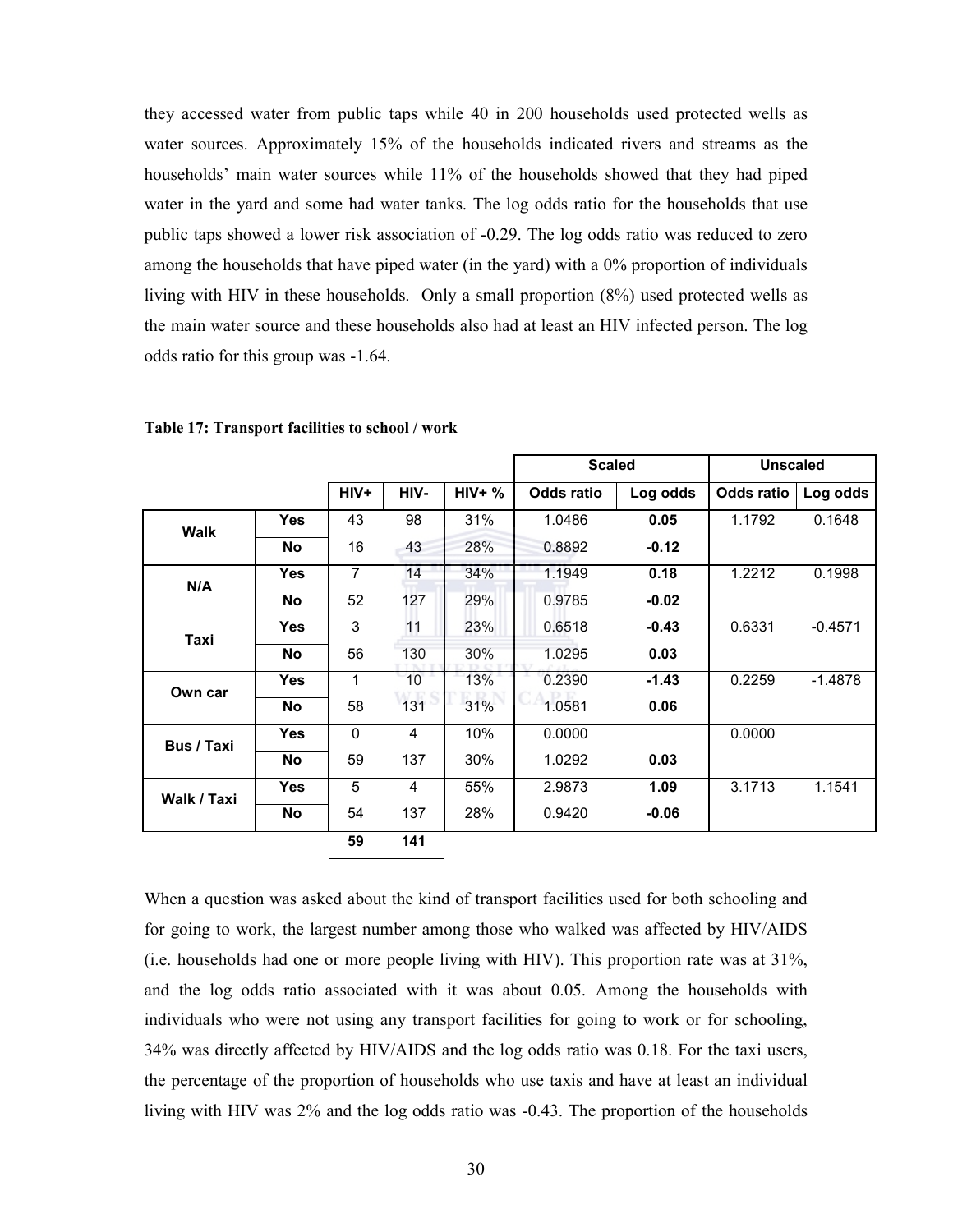they accessed water from public taps while 40 in 200 households used protected wells as water sources. Approximately 15% of the households indicated rivers and streams as the households' main water sources while 11% of the households showed that they had piped water in the yard and some had water tanks. The log odds ratio for the households that use public taps showed a lower risk association of -0.29. The log odds ratio was reduced to zero among the households that have piped water (in the yard) with a 0% proportion of individuals living with HIV in these households. Only a small proportion (8%) used protected wells as the main water source and these households also had at least an HIV infected person. The log odds ratio for this group was -1.64.

**Table 17: Transport facilities to school / work**

| | | | | | Scaled | | Unscaled | |
|---|---|---|---|---|---|---|---|---|
| | | HIV+ | HIV- | HIV+ % | Odds ratio | Log odds | Odds ratio | Log odds |
| **Walk** | **Yes** | 43 | 98 | 31% | 1.0486 | **0.05** | 1.1792 | 0.1648 |
| | **No** | 16 | 43 | 28% | 0.8892 | **-0.12** | | |
| **N/A** | **Yes** | 7 | 14 | 34% | 1.1949 | **0.18** | 1.2212 | 0.1998 |
| | **No** | 52 | 127 | 29% | 0.9785 | **-0.02** | | |
| **Taxi** | **Yes** | 3 | 11 | 23% | 0.6518 | **-0.43** | 0.6331 | -0.4571 |
| | **No** | 56 | 130 | 30% | 1.0295 | **0.03** | | |
| **Own car** | **Yes** | 1 | 10 | 13% | 0.2390 | **-1.43** | 0.2259 | -1.4878 |
| | **No** | 58 | 131 | 31% | 1.0581 | **0.06** | | |
| **Bus / Taxi** | **Yes** | 0 | 4 | 10% | 0.0000 | | 0.0000 | |
| | **No** | 59 | 137 | 30% | 1.0292 | **0.03** | | |
| **Walk / Taxi** | **Yes** | 5 | 4 | 55% | 2.9873 | **1.09** | 3.1713 | 1.1541 |
| | **No** | 54 | 137 | 28% | 0.9420 | **-0.06** | | |
| | | **59** | **141** | | | | | |

When a question was asked about the kind of transport facilities used for both schooling and for going to work, the largest number among those who walked was affected by HIV/AIDS (i.e. households had one or more people living with HIV). This proportion rate was at 31%, and the log odds ratio associated with it was about 0.05. Among the households with individuals who were not using any transport facilities for going to work or for schooling, 34% was directly affected by HIV/AIDS and the log odds ratio was 0.18. For the taxi users, the percentage of the proportion of households who use taxis and have at least an individual living with HIV was 2% and the log odds ratio was -0.43. The proportion of the households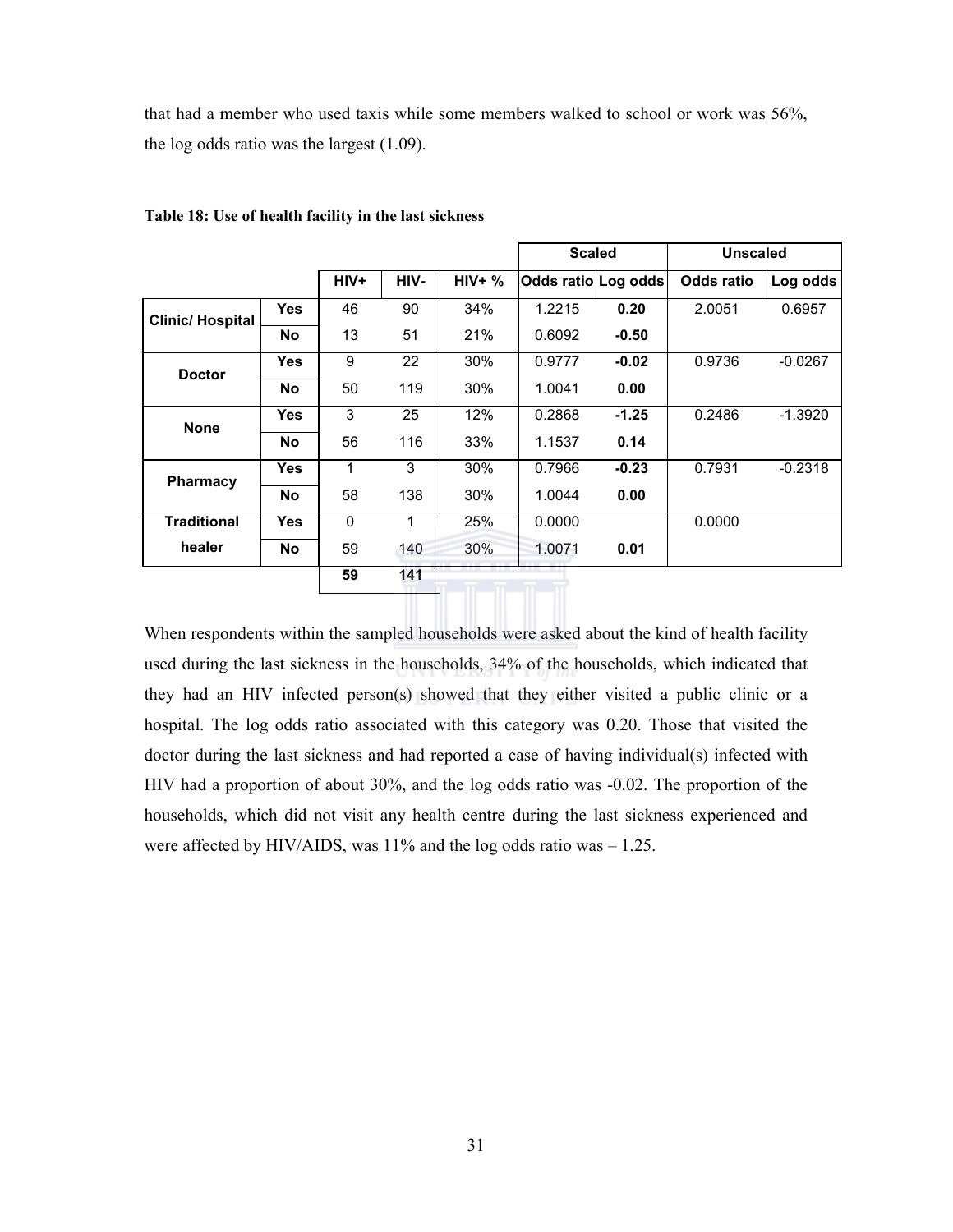that had a member who used taxis while some members walked to school or work was 56%, the log odds ratio was the largest (1.09).

**Table 18: Use of health facility in the last sickness**

| | | HIV+ | HIV- | HIV+ % | Scaled | | Unscaled | |
|---|---|---|---|---|---|---|---|---|
| | | | | | Odds ratio | Log odds | Odds ratio | Log odds |
| Clinic/ Hospital | Yes | 46 | 90 | 34% | 1.2215 | **0.20** | 2.0051 | 0.6957 |
| | No | 13 | 51 | 21% | 0.6092 | **-0.50** | | |
| Doctor | Yes | 9 | 22 | 30% | 0.9777 | **-0.02** | 0.9736 | -0.0267 |
| | No | 50 | 119 | 30% | 1.0041 | **0.00** | | |
| None | Yes | 3 | 25 | 12% | 0.2868 | **-1.25** | 0.2486 | -1.3920 |
| | No | 56 | 116 | 33% | 1.1537 | **0.14** | | |
| Pharmacy | Yes | 1 | 3 | 30% | 0.7966 | **-0.23** | 0.7931 | -0.2318 |
| | No | 58 | 138 | 30% | 1.0044 | **0.00** | | |
| Traditional healer | Yes | 0 | 1 | 25% | 0.0000 | | 0.0000 | |
| | No | 59 | 140 | 30% | 1.0071 | **0.01** | | |
| | | **59** | **141** | | | | | |

When respondents within the sampled households were asked about the kind of health facility used during the last sickness in the households, 34% of the households, which indicated that they had an HIV infected person(s) showed that they either visited a public clinic or a hospital. The log odds ratio associated with this category was 0.20. Those that visited the doctor during the last sickness and had reported a case of having individual(s) infected with HIV had a proportion of about 30%, and the log odds ratio was -0.02. The proportion of the households, which did not visit any health centre during the last sickness experienced and were affected by HIV/AIDS, was 11% and the log odds ratio was – 1.25.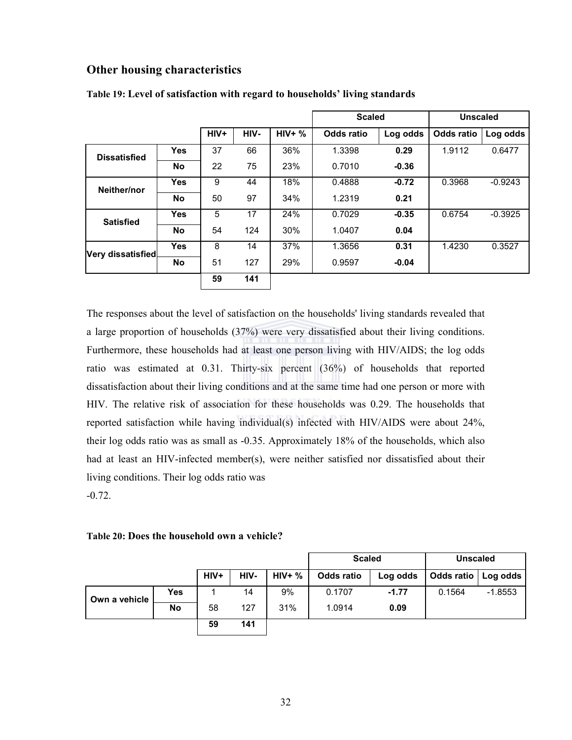## Other housing characteristics

**Table 19: Level of satisfaction with regard to households' living standards**

| | | HIV+ | HIV- | HIV+ % | Scaled | | Unscaled | |
|---|---|---|---|---|---|---|---|---|
| | | | | | Odds ratio | Log odds | Odds ratio | Log odds |
| **Dissatisfied** | **Yes** | 37 | 66 | 36% | 1.3398 | **0.29** | 1.9112 | 0.6477 |
| | **No** | 22 | 75 | 23% | 0.7010 | **-0.36** | | |
| **Neither/nor** | **Yes** | 9 | 44 | 18% | 0.4888 | **-0.72** | 0.3968 | -0.9243 |
| | **No** | 50 | 97 | 34% | 1.2319 | **0.21** | | |
| **Satisfied** | **Yes** | 5 | 17 | 24% | 0.7029 | **-0.35** | 0.6754 | -0.3925 |
| | **No** | 54 | 124 | 30% | 1.0407 | **0.04** | | |
| **Very dissatisfied** | **Yes** | 8 | 14 | 37% | 1.3656 | **0.31** | 1.4230 | 0.3527 |
| | **No** | 51 | 127 | 29% | 0.9597 | **-0.04** | | |
| | | **59** | **141** | | | | | |

The responses about the level of satisfaction on the households' living standards revealed that a large proportion of households (37%) were very dissatisfied about their living conditions. Furthermore, these households had at least one person living with HIV/AIDS; the log odds ratio was estimated at 0.31. Thirty-six percent (36%) of households that reported dissatisfaction about their living conditions and at the same time had one person or more with HIV. The relative risk of association for these households was 0.29. The households that reported satisfaction while having individual(s) infected with HIV/AIDS were about 24%, their log odds ratio was as small as -0.35. Approximately 18% of the households, which also had at least an HIV-infected member(s), were neither satisfied nor dissatisfied about their living conditions. Their log odds ratio was -0.72.

**Table 20: Does the household own a vehicle?**

| | | HIV+ | HIV- | HIV+ % | Scaled | | Unscaled | |
|---|---|---|---|---|---|---|---|---|
| | | | | | Odds ratio | Log odds | Odds ratio | Log odds |
| **Own a vehicle** | **Yes** | 1 | 14 | 9% | 0.1707 | **-1.77** | 0.1564 | -1.8553 |
| | **No** | 58 | 127 | 31% | 1.0914 | **0.09** | | |
| | | **59** | **141** | | | | | |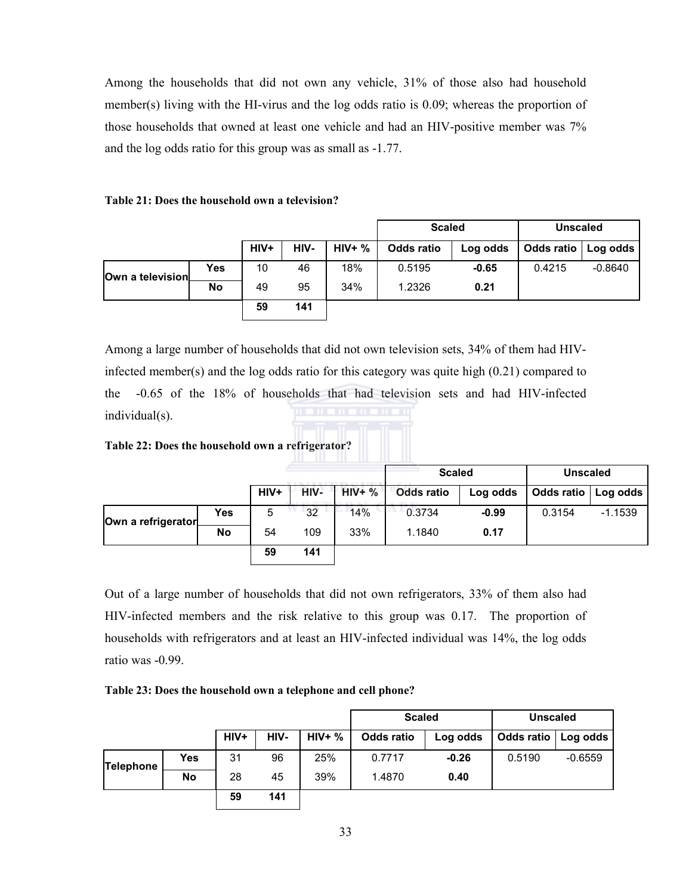Among the households that did not own any vehicle, 31% of those also had household member(s) living with the HI-virus and the log odds ratio is 0.09; whereas the proportion of those households that owned at least one vehicle and had an HIV-positive member was 7% and the log odds ratio for this group was as small as -1.77.

**Table 21: Does the household own a television?**

| | | HIV+ | HIV- | HIV+ % | Scaled | | Unscaled | |
|---|---|---|---|---|---|---|---|---|
| | | | | | Odds ratio | Log odds | Odds ratio | Log odds |
| **Own a television** | **Yes** | 10 | 46 | 18% | 0.5195 | **-0.65** | 0.4215 | -0.8640 |
| | **No** | 49 | 95 | 34% | 1.2326 | **0.21** | | |
| | | **59** | **141** | | | | | |

Among a large number of households that did not own television sets, 34% of them had HIV-infected member(s) and the log odds ratio for this category was quite high (0.21) compared to the -0.65 of the 18% of households that had television sets and had HIV-infected individual(s).

**Table 22: Does the household own a refrigerator?**

| | | HIV+ | HIV- | HIV+ % | Scaled | | Unscaled | |
|---|---|---|---|---|---|---|---|---|
| | | | | | Odds ratio | Log odds | Odds ratio | Log odds |
| **Own a refrigerator** | **Yes** | 5 | 32 | 14% | 0.3734 | **-0.99** | 0.3154 | -1.1539 |
| | **No** | 54 | 109 | 33% | 1.1840 | **0.17** | | |
| | | **59** | **141** | | | | | |

Out of a large number of households that did not own refrigerators, 33% of them also had HIV-infected members and the risk relative to this group was 0.17. The proportion of households with refrigerators and at least an HIV-infected individual was 14%, the log odds ratio was -0.99.

**Table 23: Does the household own a telephone and cell phone?**

| | | HIV+ | HIV- | HIV+ % | Scaled | | Unscaled | |
|---|---|---|---|---|---|---|---|---|
| | | | | | Odds ratio | Log odds | Odds ratio | Log odds |
| **Telephone** | **Yes** | 31 | 96 | 25% | 0.7717 | **-0.26** | 0.5190 | -0.6559 |
| | **No** | 28 | 45 | 39% | 1.4870 | **0.40** | | |
| | | **59** | **141** | | | | | |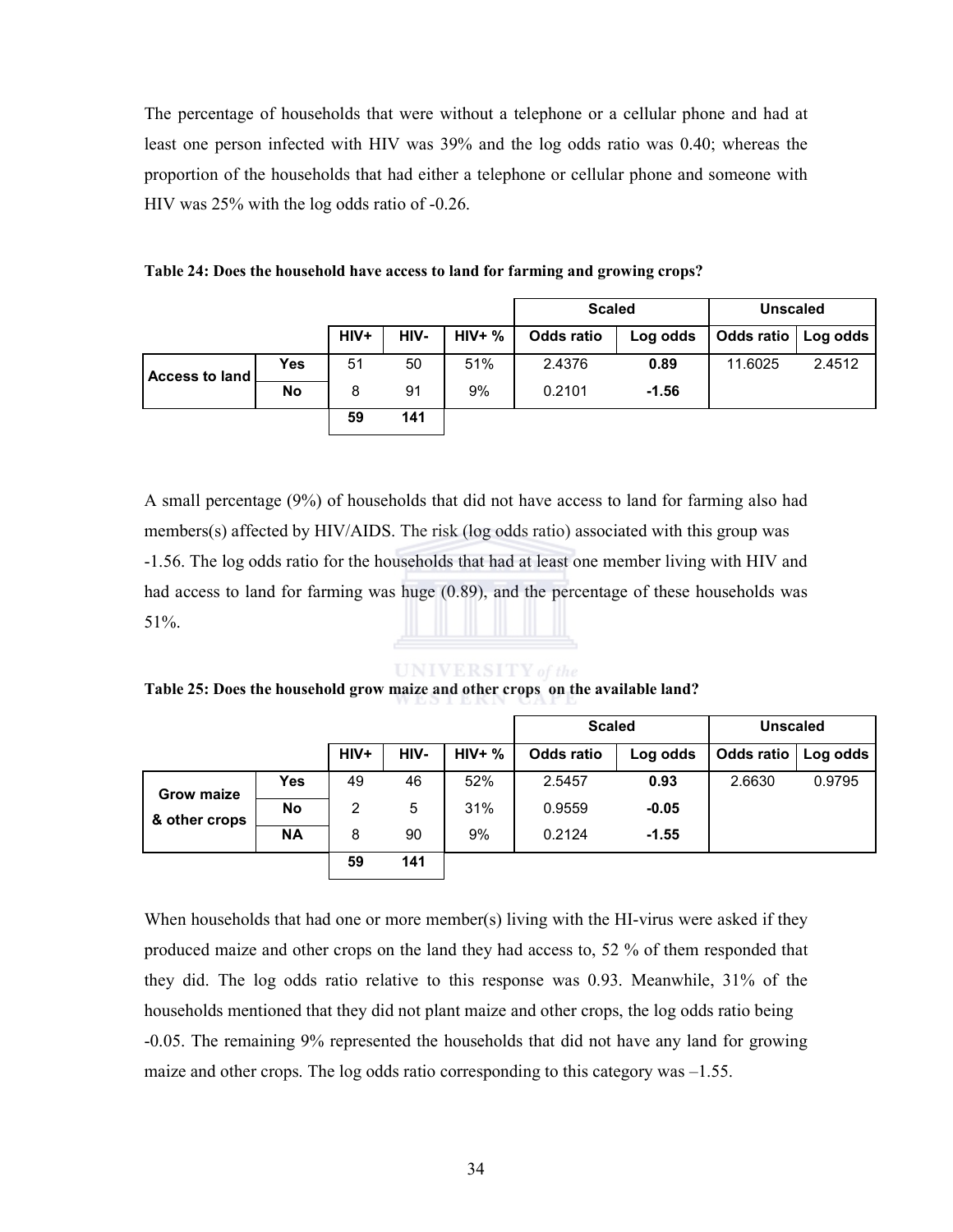The percentage of households that were without a telephone or a cellular phone and had at least one person infected with HIV was 39% and the log odds ratio was 0.40; whereas the proportion of the households that had either a telephone or cellular phone and someone with HIV was 25% with the log odds ratio of -0.26.

**Table 24: Does the household have access to land for farming and growing crops?**

| | | | | | Scaled | | Unscaled | |
|---|---|---|---|---|---|---|---|---|
| | | **HIV+** | **HIV-** | **HIV+ %** | **Odds ratio** | **Log odds** | **Odds ratio** | **Log odds** |
| **Access to land** | **Yes** | 51 | 50 | 51% | 2.4376 | **0.89** | 11.6025 | 2.4512 |
| | **No** | 8 | 91 | 9% | 0.2101 | **-1.56** | | |
| | | **59** | **141** | | | | | |

A small percentage (9%) of households that did not have access to land for farming also had members(s) affected by HIV/AIDS. The risk (log odds ratio) associated with this group was -1.56. The log odds ratio for the households that had at least one member living with HIV and had access to land for farming was huge (0.89), and the percentage of these households was 51%.

**Table 25: Does the household grow maize and other crops on the available land?**

| | | | | | Scaled | | Unscaled | |
|---|---|---|---|---|---|---|---|---|
| | | **HIV+** | **HIV-** | **HIV+ %** | **Odds ratio** | **Log odds** | **Odds ratio** | **Log odds** |
| **Grow maize & other crops** | **Yes** | 49 | 46 | 52% | 2.5457 | **0.93** | 2.6630 | 0.9795 |
| | **No** | 2 | 5 | 31% | 0.9559 | **-0.05** | | |
| | **NA** | 8 | 90 | 9% | 0.2124 | **-1.55** | | |
| | | **59** | **141** | | | | | |

When households that had one or more member(s) living with the HI-virus were asked if they produced maize and other crops on the land they had access to, 52 % of them responded that they did. The log odds ratio relative to this response was 0.93. Meanwhile, 31% of the households mentioned that they did not plant maize and other crops, the log odds ratio being -0.05. The remaining 9% represented the households that did not have any land for growing maize and other crops. The log odds ratio corresponding to this category was –1.55.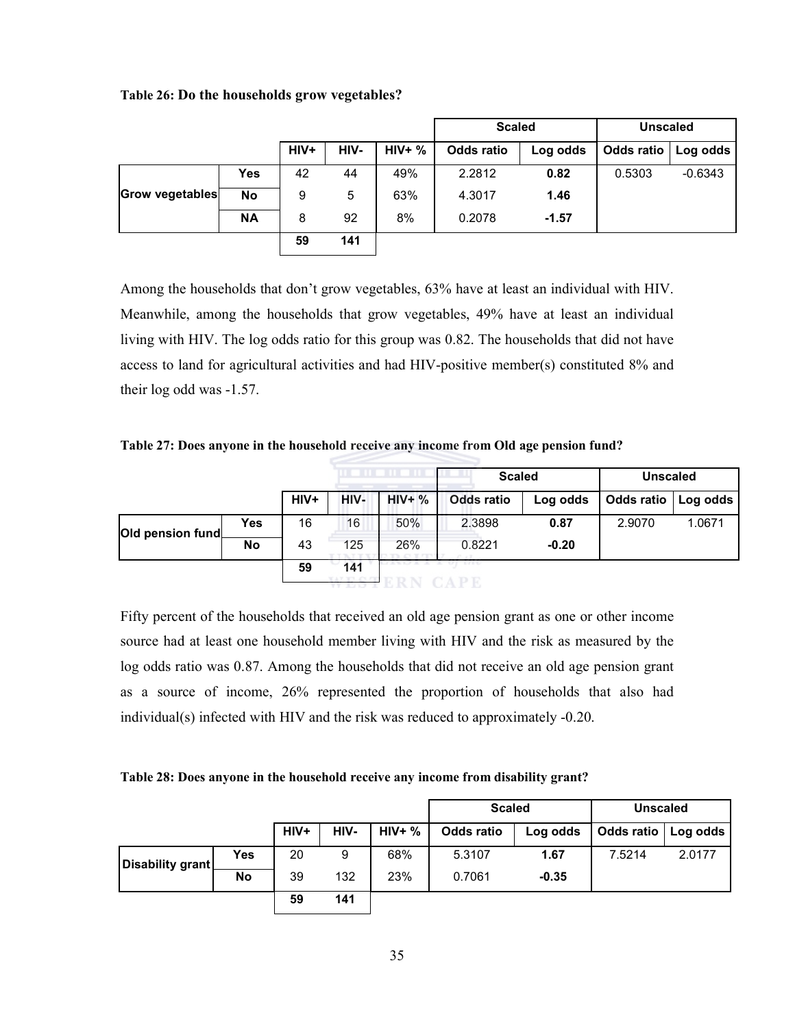**Table 26: Do the households grow vegetables?**

| | | HIV+ | HIV- | HIV+ % | Scaled | | Unscaled | |
|---|---|---|---|---|---|---|---|---|
| | | | | | Odds ratio | Log odds | Odds ratio | Log odds |
| **Grow vegetables** | **Yes** | 42 | 44 | 49% | 2.2812 | **0.82** | 0.5303 | -0.6343 |
| | **No** | 9 | 5 | 63% | 4.3017 | **1.46** | | |
| | **NA** | 8 | 92 | 8% | 0.2078 | **-1.57** | | |
| | | **59** | **141** | | | | | |

Among the households that don't grow vegetables, 63% have at least an individual with HIV. Meanwhile, among the households that grow vegetables, 49% have at least an individual living with HIV. The log odds ratio for this group was 0.82. The households that did not have access to land for agricultural activities and had HIV-positive member(s) constituted 8% and their log odd was -1.57.

**Table 27: Does anyone in the household receive any income from Old age pension fund?**

| | | HIV+ | HIV- | HIV+ % | Scaled | | Unscaled | |
|---|---|---|---|---|---|---|---|---|
| | | | | | Odds ratio | Log odds | Odds ratio | Log odds |
| **Old pension fund** | **Yes** | 16 | 16 | 50% | 2.3898 | **0.87** | 2.9070 | 1.0671 |
| | **No** | 43 | 125 | 26% | 0.8221 | **-0.20** | | |
| | | **59** | **141** | | | | | |

Fifty percent of the households that received an old age pension grant as one or other income source had at least one household member living with HIV and the risk as measured by the log odds ratio was 0.87. Among the households that did not receive an old age pension grant as a source of income, 26% represented the proportion of households that also had individual(s) infected with HIV and the risk was reduced to approximately -0.20.

**Table 28: Does anyone in the household receive any income from disability grant?**

| | | HIV+ | HIV- | HIV+ % | Scaled | | Unscaled | |
|---|---|---|---|---|---|---|---|---|
| | | | | | Odds ratio | Log odds | Odds ratio | Log odds |
| **Disability grant** | **Yes** | 20 | 9 | 68% | 5.3107 | **1.67** | 7.5214 | 2.0177 |
| | **No** | 39 | 132 | 23% | 0.7061 | **-0.35** | | |
| | | **59** | **141** | | | | | |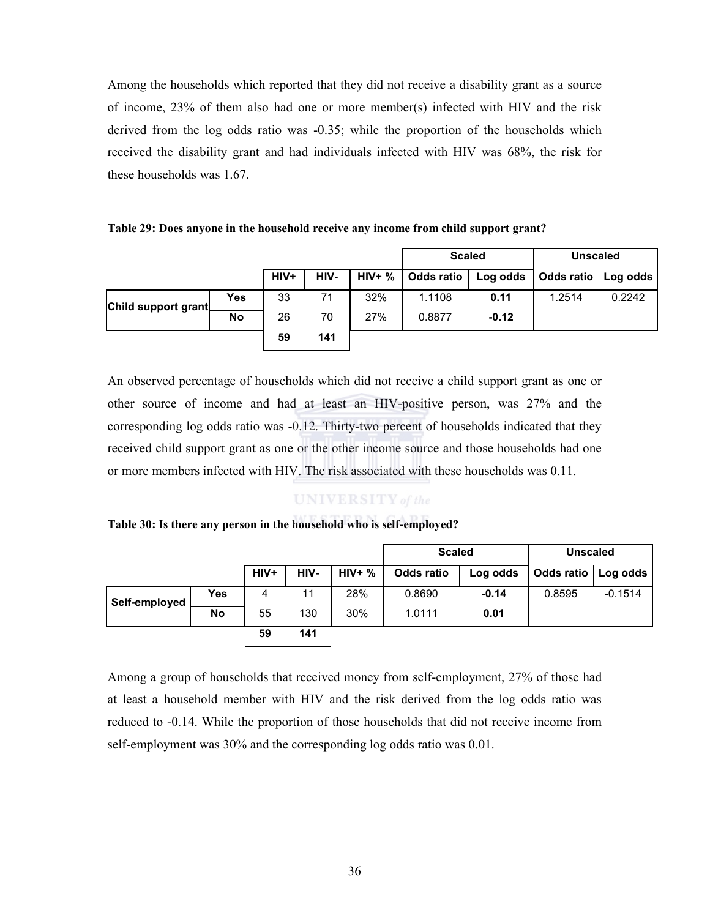Among the households which reported that they did not receive a disability grant as a source of income, 23% of them also had one or more member(s) infected with HIV and the risk derived from the log odds ratio was -0.35; while the proportion of the households which received the disability grant and had individuals infected with HIV was 68%, the risk for these households was 1.67.

**Table 29: Does anyone in the household receive any income from child support grant?**

| | | | | | Scaled | | Unscaled | |
|---|---|---|---|---|---|---|---|---|
| | | HIV+ | HIV- | HIV+ % | Odds ratio | Log odds | Odds ratio | Log odds |
| **Child support grant** | **Yes** | 33 | 71 | 32% | 1.1108 | **0.11** | 1.2514 | 0.2242 |
| | **No** | 26 | 70 | 27% | 0.8877 | **-0.12** | | |
| | | **59** | **141** | | | | | |

An observed percentage of households which did not receive a child support grant as one or other source of income and had at least an HIV-positive person, was 27% and the corresponding log odds ratio was -0.12. Thirty-two percent of households indicated that they received child support grant as one or the other income source and those households had one or more members infected with HIV. The risk associated with these households was 0.11.

**Table 30: Is there any person in the household who is self-employed?**

| | | | | | Scaled | | Unscaled | |
|---|---|---|---|---|---|---|---|---|
| | | HIV+ | HIV- | HIV+ % | Odds ratio | Log odds | Odds ratio | Log odds |
| **Self-employed** | **Yes** | 4 | 11 | 28% | 0.8690 | **-0.14** | 0.8595 | -0.1514 |
| | **No** | 55 | 130 | 30% | 1.0111 | **0.01** | | |
| | | **59** | **141** | | | | | |

Among a group of households that received money from self-employment, 27% of those had at least a household member with HIV and the risk derived from the log odds ratio was reduced to -0.14. While the proportion of those households that did not receive income from self-employment was 30% and the corresponding log odds ratio was 0.01.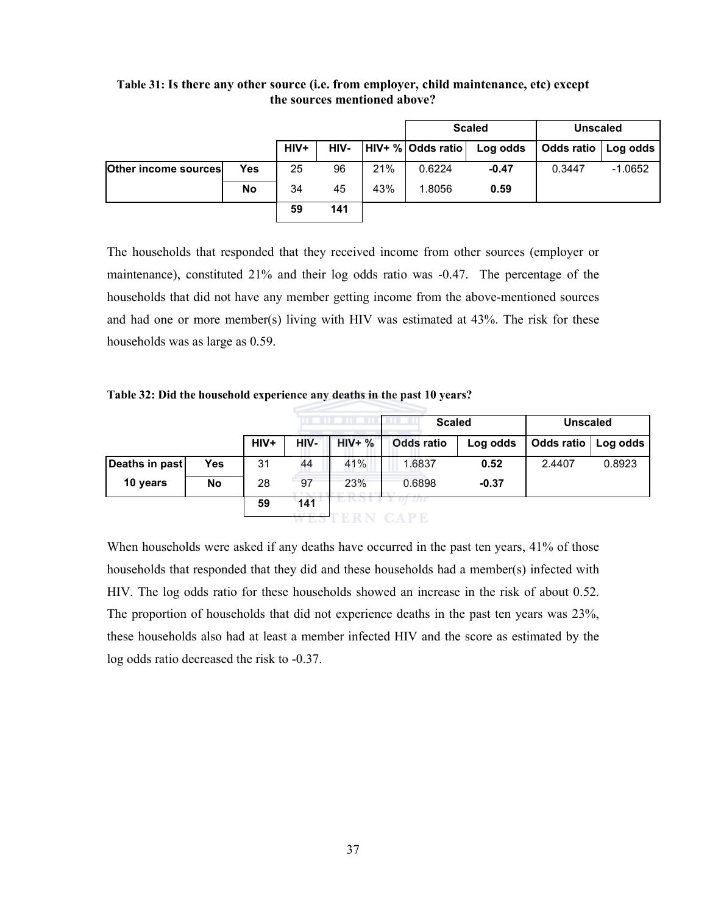**Table 31: Is there any other source (i.e. from employer, child maintenance, etc) except the sources mentioned above?**

| | | | | | Scaled | | Unscaled | |
|---|---|---|---|---|---|---|---|---|
| | | HIV+ | HIV- | HIV+ % | Odds ratio | Log odds | Odds ratio | Log odds |
| Other income sources | Yes | 25 | 96 | 21% | 0.6224 | **-0.47** | 0.3447 | -1.0652 |
| | No | 34 | 45 | 43% | 1.8056 | **0.59** | | |
| | | **59** | **141** | | | | | |

The households that responded that they received income from other sources (employer or maintenance), constituted 21% and their log odds ratio was -0.47. The percentage of the households that did not have any member getting income from the above-mentioned sources and had one or more member(s) living with HIV was estimated at 43%. The risk for these households was as large as 0.59.

**Table 32: Did the household experience any deaths in the past 10 years?**

| | | | | | Scaled | | Unscaled | |
|---|---|---|---|---|---|---|---|---|
| | | HIV+ | HIV- | HIV+ % | Odds ratio | Log odds | Odds ratio | Log odds |
| Deaths in past 10 years | Yes | 31 | 44 | 41% | 1.6837 | **0.52** | 2.4407 | 0.8923 |
| | No | 28 | 97 | 23% | 0.6898 | **-0.37** | | |
| | | **59** | **141** | | | | | |

When households were asked if any deaths have occurred in the past ten years, 41% of those households that responded that they did and these households had a member(s) infected with HIV. The log odds ratio for these households showed an increase in the risk of about 0.52. The proportion of households that did not experience deaths in the past ten years was 23%, these households also had at least a member infected HIV and the score as estimated by the log odds ratio decreased the risk to -0.37.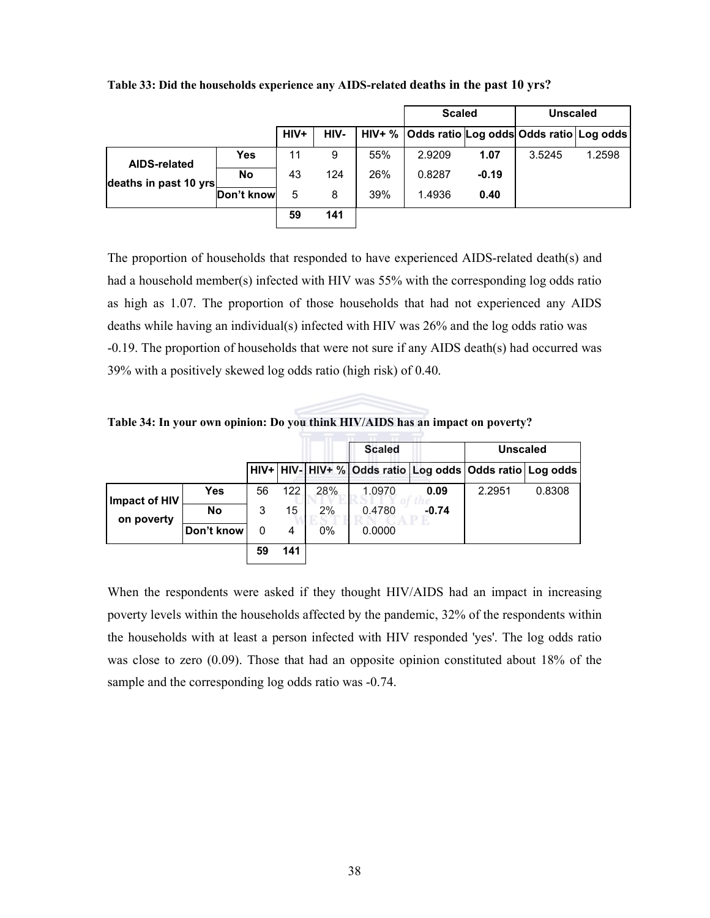**Table 33: Did the households experience any AIDS-related deaths in the past 10 yrs?**

| | | | | | Scaled | | Unscaled | |
|---|---|---|---|---|---|---|---|---|
| | | HIV+ | HIV- | HIV+ % | Odds ratio | Log odds | Odds ratio | Log odds |
| AIDS-related deaths in past 10 yrs | Yes | 11 | 9 | 55% | 2.9209 | **1.07** | 3.5245 | 1.2598 |
| | No | 43 | 124 | 26% | 0.8287 | **-0.19** | | |
| | Don't know | 5 | 8 | 39% | 1.4936 | **0.40** | | |
| | | **59** | **141** | | | | | |

The proportion of households that responded to have experienced AIDS-related death(s) and had a household member(s) infected with HIV was 55% with the corresponding log odds ratio as high as 1.07. The proportion of those households that had not experienced any AIDS deaths while having an individual(s) infected with HIV was 26% and the log odds ratio was -0.19. The proportion of households that were not sure if any AIDS death(s) had occurred was 39% with a positively skewed log odds ratio (high risk) of 0.40.

**Table 34: In your own opinion: Do you think HIV/AIDS has an impact on poverty?**

| | | | | | Scaled | | Unscaled | |
|---|---|---|---|---|---|---|---|---|
| | | HIV+ | HIV- | HIV+ % | Odds ratio | Log odds | Odds ratio | Log odds |
| Impact of HIV on poverty | Yes | 56 | 122 | 28% | 1.0970 | **0.09** | 2.2951 | 0.8308 |
| | No | 3 | 15 | 2% | 0.4780 | **-0.74** | | |
| | Don't know | 0 | 4 | 0% | 0.0000 | | | |
| | | **59** | **141** | | | | | |

When the respondents were asked if they thought HIV/AIDS had an impact in increasing poverty levels within the households affected by the pandemic, 32% of the respondents within the households with at least a person infected with HIV responded 'yes'. The log odds ratio was close to zero (0.09). Those that had an opposite opinion constituted about 18% of the sample and the corresponding log odds ratio was -0.74.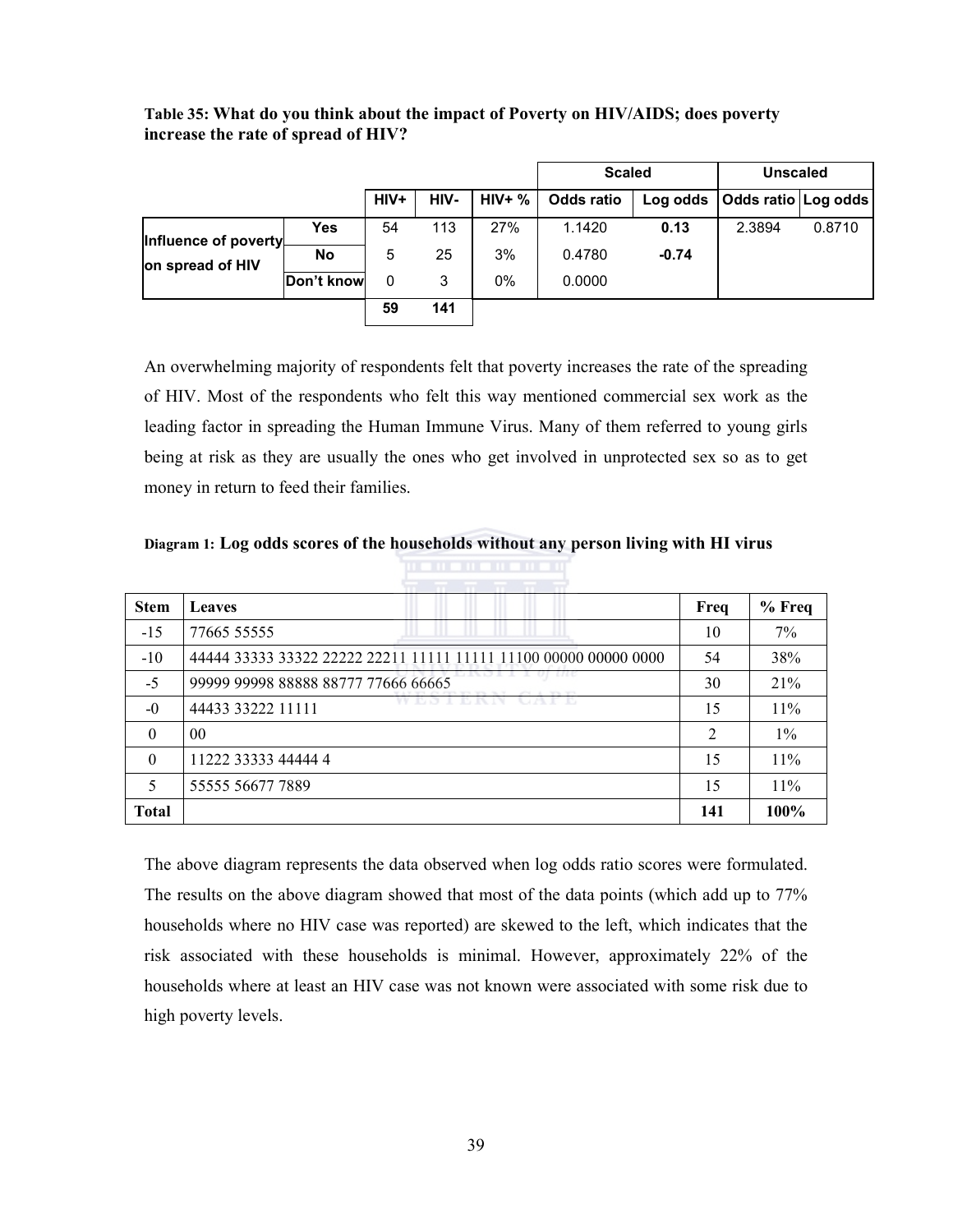**Table 35: What do you think about the impact of Poverty on HIV/AIDS; does poverty increase the rate of spread of HIV?**

| | | | | | Scaled | | Unscaled | |
|---|---|---|---|---|---|---|---|---|
| | | HIV+ | HIV- | HIV+ % | Odds ratio | Log odds | Odds ratio | Log odds |
| Influence of poverty on spread of HIV | Yes | 54 | 113 | 27% | 1.1420 | **0.13** | 2.3894 | 0.8710 |
| | No | 5 | 25 | 3% | 0.4780 | **-0.74** | | |
| | Don't know | 0 | 3 | 0% | 0.0000 | | | |
| | | **59** | **141** | | | | | |

An overwhelming majority of respondents felt that poverty increases the rate of the spreading of HIV. Most of the respondents who felt this way mentioned commercial sex work as the leading factor in spreading the Human Immune Virus. Many of them referred to young girls being at risk as they are usually the ones who get involved in unprotected sex so as to get money in return to feed their families.

**Diagram 1: Log odds scores of the households without any person living with HI virus**

| Stem | Leaves | Freq | % Freq |
|---|---|---|---|
| -15 | 77665 55555 | 10 | 7% |
| -10 | 44444 33333 33322 22222 22211 11111 11111 11100 00000 00000 0000 | 54 | 38% |
| -5 | 99999 99998 88888 88777 77666 66665 | 30 | 21% |
| -0 | 44433 33222 11111 | 15 | 11% |
| 0 | 00 | 2 | 1% |
| 0 | 11222 33333 44444 4 | 15 | 11% |
| 5 | 55555 56677 7889 | 15 | 11% |
| **Total** | | **141** | **100%** |

The above diagram represents the data observed when log odds ratio scores were formulated. The results on the above diagram showed that most of the data points (which add up to 77% households where no HIV case was reported) are skewed to the left, which indicates that the risk associated with these households is minimal. However, approximately 22% of the households where at least an HIV case was not known were associated with some risk due to high poverty levels.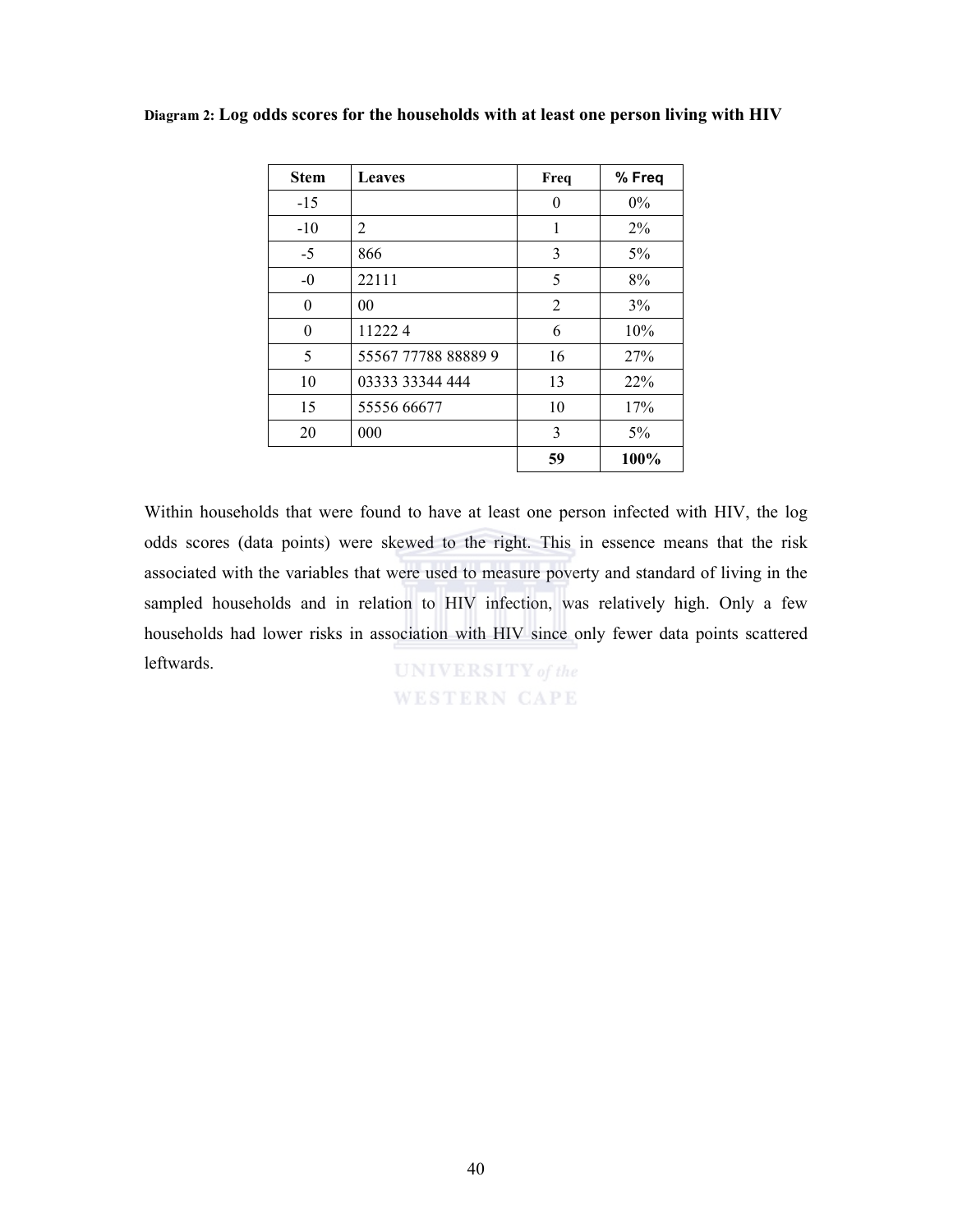Diagram 2: **Log odds scores for the households with at least one person living with HIV**

| Stem | Leaves | Freq | % Freq |
|---|---|---|---|
| -15 | | 0 | 0% |
| -10 | 2 | 1 | 2% |
| -5 | 866 | 3 | 5% |
| -0 | 22111 | 5 | 8% |
| 0 | 00 | 2 | 3% |
| 0 | 11222 4 | 6 | 10% |
| 5 | 55567 77788 88889 9 | 16 | 27% |
| 10 | 03333 33344 444 | 13 | 22% |
| 15 | 55556 66677 | 10 | 17% |
| 20 | 000 | 3 | 5% |
| | | **59** | **100%** |

Within households that were found to have at least one person infected with HIV, the log odds scores (data points) were skewed to the right. This in essence means that the risk associated with the variables that were used to measure poverty and standard of living in the sampled households and in relation to HIV infection, was relatively high. Only a few households had lower risks in association with HIV since only fewer data points scattered leftwards.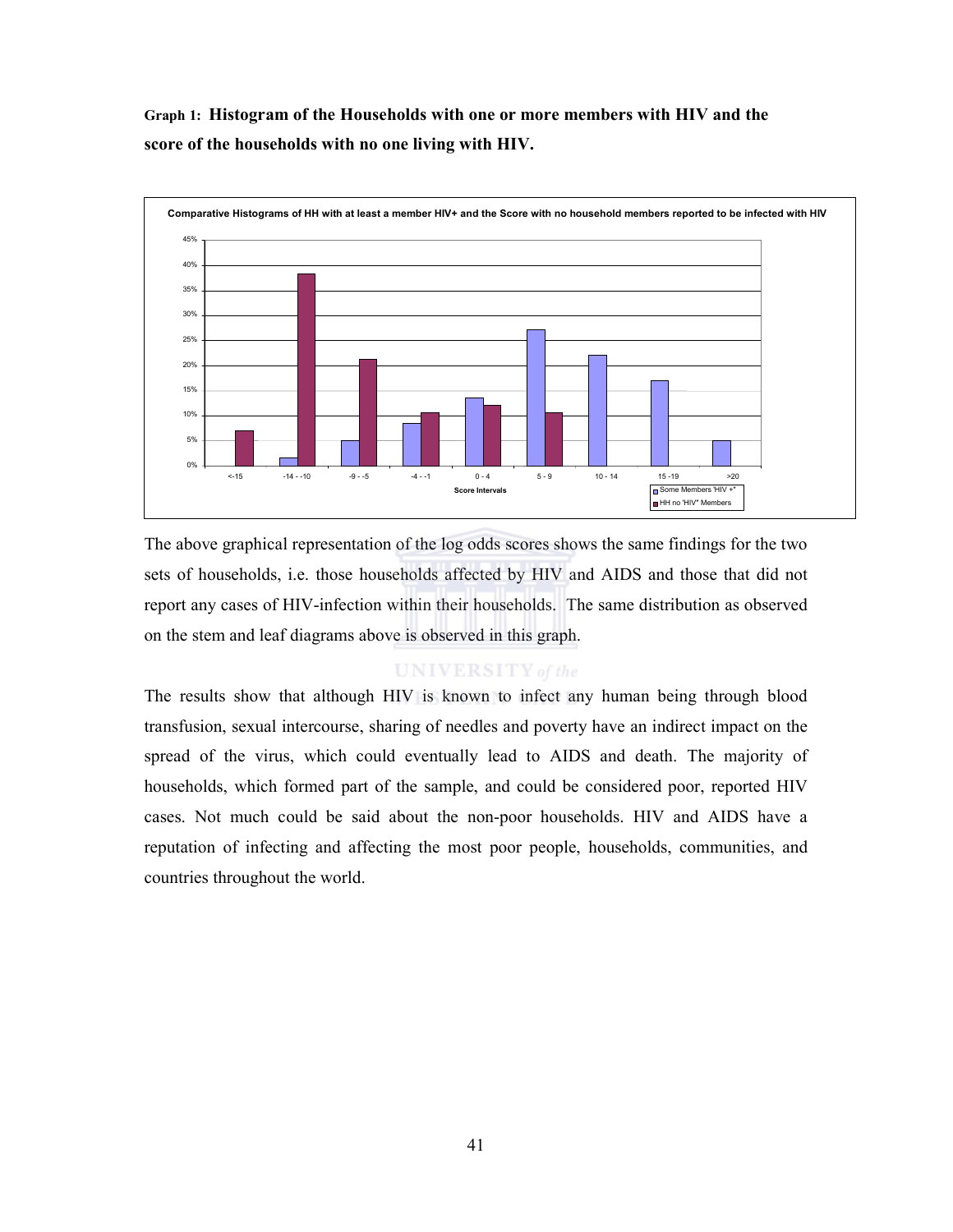**Graph 1: Histogram of the Households with one or more members with HIV and the score of the households with no one living with HIV.**

Comparative Histograms of HH with at least a member HIV+ and the Score with no household members reported to be infected with HIV

The above graphical representation of the log odds scores shows the same findings for the two sets of households, i.e. those households affected by HIV and AIDS and those that did not report any cases of HIV-infection within their households. The same distribution as observed on the stem and leaf diagrams above is observed in this graph.

The results show that although HIV is known to infect any human being through blood transfusion, sexual intercourse, sharing of needles and poverty have an indirect impact on the spread of the virus, which could eventually lead to AIDS and death. The majority of households, which formed part of the sample, and could be considered poor, reported HIV cases. Not much could be said about the non-poor households. HIV and AIDS have a reputation of infecting and affecting the most poor people, households, communities, and countries throughout the world.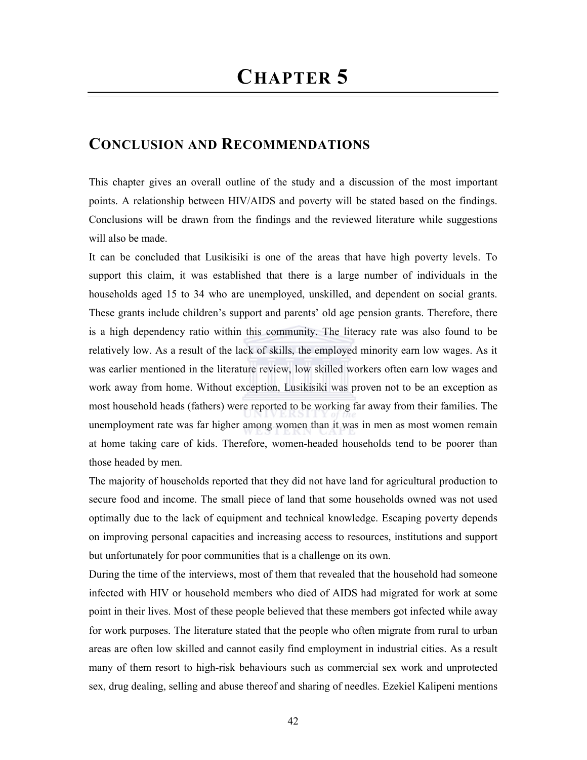# CHAPTER 5

## CONCLUSION AND RECOMMENDATIONS

This chapter gives an overall outline of the study and a discussion of the most important points. A relationship between HIV/AIDS and poverty will be stated based on the findings. Conclusions will be drawn from the findings and the reviewed literature while suggestions will also be made.

It can be concluded that Lusikisiki is one of the areas that have high poverty levels. To support this claim, it was established that there is a large number of individuals in the households aged 15 to 34 who are unemployed, unskilled, and dependent on social grants. These grants include children's support and parents' old age pension grants. Therefore, there is a high dependency ratio within this community. The literacy rate was also found to be relatively low. As a result of the lack of skills, the employed minority earn low wages. As it was earlier mentioned in the literature review, low skilled workers often earn low wages and work away from home. Without exception, Lusikisiki was proven not to be an exception as most household heads (fathers) were reported to be working far away from their families. The unemployment rate was far higher among women than it was in men as most women remain at home taking care of kids. Therefore, women-headed households tend to be poorer than those headed by men.

The majority of households reported that they did not have land for agricultural production to secure food and income. The small piece of land that some households owned was not used optimally due to the lack of equipment and technical knowledge. Escaping poverty depends on improving personal capacities and increasing access to resources, institutions and support but unfortunately for poor communities that is a challenge on its own.

During the time of the interviews, most of them that revealed that the household had someone infected with HIV or household members who died of AIDS had migrated for work at some point in their lives. Most of these people believed that these members got infected while away for work purposes. The literature stated that the people who often migrate from rural to urban areas are often low skilled and cannot easily find employment in industrial cities. As a result many of them resort to high-risk behaviours such as commercial sex work and unprotected sex, drug dealing, selling and abuse thereof and sharing of needles. Ezekiel Kalipeni mentions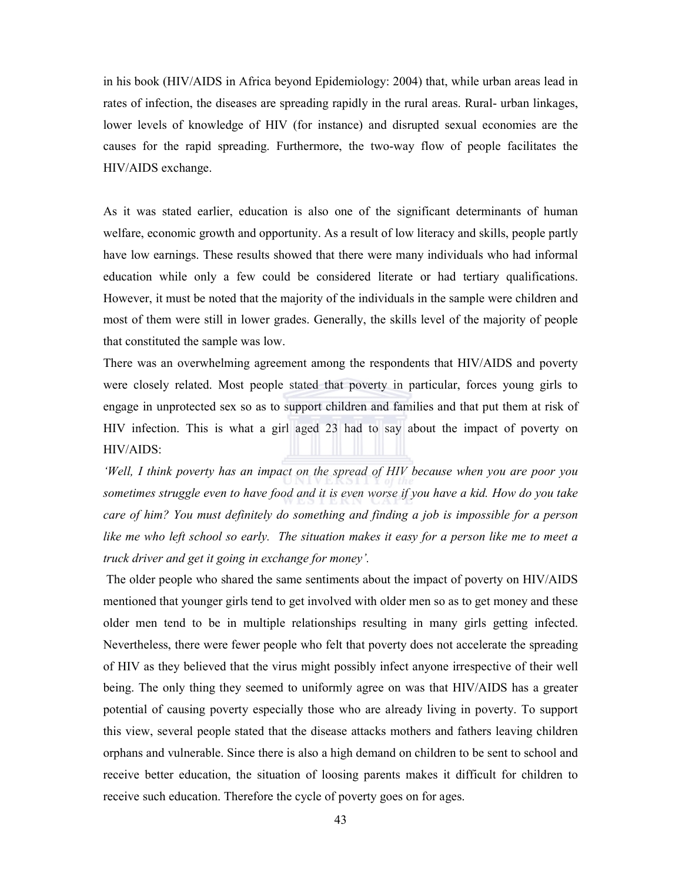in his book (HIV/AIDS in Africa beyond Epidemiology: 2004) that, while urban areas lead in rates of infection, the diseases are spreading rapidly in the rural areas. Rural- urban linkages, lower levels of knowledge of HIV (for instance) and disrupted sexual economies are the causes for the rapid spreading. Furthermore, the two-way flow of people facilitates the HIV/AIDS exchange.

As it was stated earlier, education is also one of the significant determinants of human welfare, economic growth and opportunity. As a result of low literacy and skills, people partly have low earnings. These results showed that there were many individuals who had informal education while only a few could be considered literate or had tertiary qualifications. However, it must be noted that the majority of the individuals in the sample were children and most of them were still in lower grades. Generally, the skills level of the majority of people that constituted the sample was low.

There was an overwhelming agreement among the respondents that HIV/AIDS and poverty were closely related. Most people stated that poverty in particular, forces young girls to engage in unprotected sex so as to support children and families and that put them at risk of HIV infection. This is what a girl aged 23 had to say about the impact of poverty on HIV/AIDS:

*'Well, I think poverty has an impact on the spread of HIV because when you are poor you sometimes struggle even to have food and it is even worse if you have a kid. How do you take care of him? You must definitely do something and finding a job is impossible for a person like me who left school so early. The situation makes it easy for a person like me to meet a truck driver and get it going in exchange for money'.*

The older people who shared the same sentiments about the impact of poverty on HIV/AIDS mentioned that younger girls tend to get involved with older men so as to get money and these older men tend to be in multiple relationships resulting in many girls getting infected. Nevertheless, there were fewer people who felt that poverty does not accelerate the spreading of HIV as they believed that the virus might possibly infect anyone irrespective of their well being. The only thing they seemed to uniformly agree on was that HIV/AIDS has a greater potential of causing poverty especially those who are already living in poverty. To support this view, several people stated that the disease attacks mothers and fathers leaving children orphans and vulnerable. Since there is also a high demand on children to be sent to school and receive better education, the situation of loosing parents makes it difficult for children to receive such education. Therefore the cycle of poverty goes on for ages.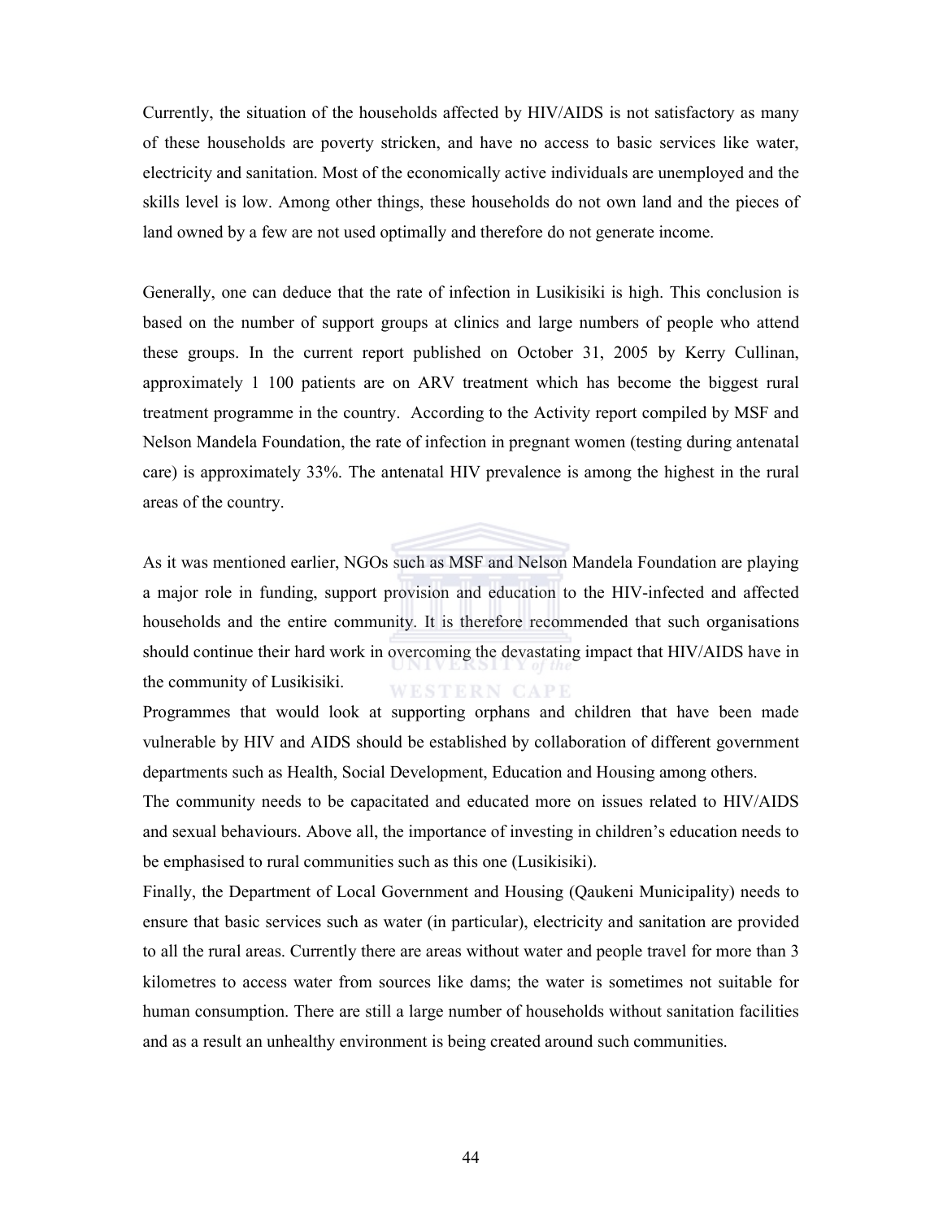Currently, the situation of the households affected by HIV/AIDS is not satisfactory as many of these households are poverty stricken, and have no access to basic services like water, electricity and sanitation. Most of the economically active individuals are unemployed and the skills level is low. Among other things, these households do not own land and the pieces of land owned by a few are not used optimally and therefore do not generate income.

Generally, one can deduce that the rate of infection in Lusikisiki is high. This conclusion is based on the number of support groups at clinics and large numbers of people who attend these groups. In the current report published on October 31, 2005 by Kerry Cullinan, approximately 1 100 patients are on ARV treatment which has become the biggest rural treatment programme in the country. According to the Activity report compiled by MSF and Nelson Mandela Foundation, the rate of infection in pregnant women (testing during antenatal care) is approximately 33%. The antenatal HIV prevalence is among the highest in the rural areas of the country.

As it was mentioned earlier, NGOs such as MSF and Nelson Mandela Foundation are playing a major role in funding, support provision and education to the HIV-infected and affected households and the entire community. It is therefore recommended that such organisations should continue their hard work in overcoming the devastating impact that HIV/AIDS have in the community of Lusikisiki.

Programmes that would look at supporting orphans and children that have been made vulnerable by HIV and AIDS should be established by collaboration of different government departments such as Health, Social Development, Education and Housing among others.

The community needs to be capacitated and educated more on issues related to HIV/AIDS and sexual behaviours. Above all, the importance of investing in children's education needs to be emphasised to rural communities such as this one (Lusikisiki).

Finally, the Department of Local Government and Housing (Qaukeni Municipality) needs to ensure that basic services such as water (in particular), electricity and sanitation are provided to all the rural areas. Currently there are areas without water and people travel for more than 3 kilometres to access water from sources like dams; the water is sometimes not suitable for human consumption. There are still a large number of households without sanitation facilities and as a result an unhealthy environment is being created around such communities.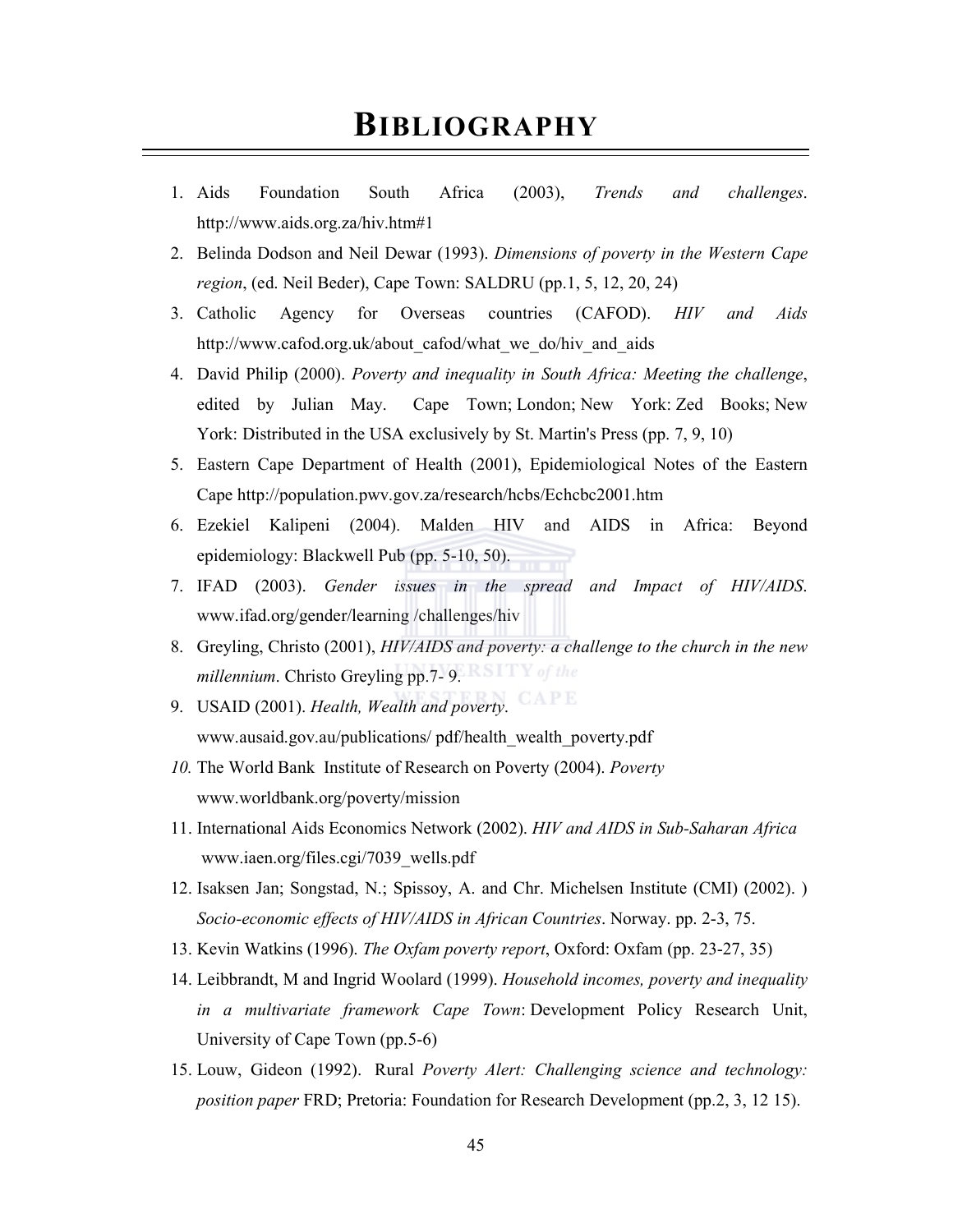# BIBLIOGRAPHY

1. Aids Foundation South Africa (2003), *Trends and challenges*. http://www.aids.org.za/hiv.htm#1
2. Belinda Dodson and Neil Dewar (1993). *Dimensions of poverty in the Western Cape region*, (ed. Neil Beder), Cape Town: SALDRU (pp.1, 5, 12, 20, 24)
3. Catholic Agency for Overseas countries (CAFOD). *HIV and Aids* http://www.cafod.org.uk/about_cafod/what_we_do/hiv_and_aids
4. David Philip (2000). *Poverty and inequality in South Africa: Meeting the challenge*, edited by Julian May. Cape Town; London; New York: Zed Books; New York: Distributed in the USA exclusively by St. Martin's Press (pp. 7, 9, 10)
5. Eastern Cape Department of Health (2001), Epidemiological Notes of the Eastern Cape http://population.pwv.gov.za/research/hcbs/Echcbc2001.htm
6. Ezekiel Kalipeni (2004). Malden HIV and AIDS in Africa: Beyond epidemiology: Blackwell Pub (pp. 5-10, 50).
7. IFAD (2003). *Gender issues in the spread and Impact of HIV/AIDS*. www.ifad.org/gender/learning /challenges/hiv
8. Greyling, Christo (2001), *HIV/AIDS and poverty: a challenge to the church in the new millennium*. Christo Greyling pp.7- 9.
9. USAID (2001). *Health, Wealth and poverty*. www.ausaid.gov.au/publications/ pdf/health_wealth_poverty.pdf
10. The World Bank Institute of Research on Poverty (2004). *Poverty* www.worldbank.org/poverty/mission
11. International Aids Economics Network (2002). *HIV and AIDS in Sub-Saharan Africa* www.iaen.org/files.cgi/7039_wells.pdf
12. Isaksen Jan; Songstad, N.; Spissoy, A. and Chr. Michelsen Institute (CMI) (2002). ) *Socio-economic effects of HIV/AIDS in African Countries*. Norway. pp. 2-3, 75.
13. Kevin Watkins (1996). *The Oxfam poverty report*, Oxford: Oxfam (pp. 23-27, 35)
14. Leibbrandt, M and Ingrid Woolard (1999). *Household incomes, poverty and inequality in a multivariate framework Cape Town*: Development Policy Research Unit, University of Cape Town (pp.5-6)
15. Louw, Gideon (1992). Rural *Poverty Alert: Challenging science and technology: position paper* FRD; Pretoria: Foundation for Research Development (pp.2, 3, 12 15).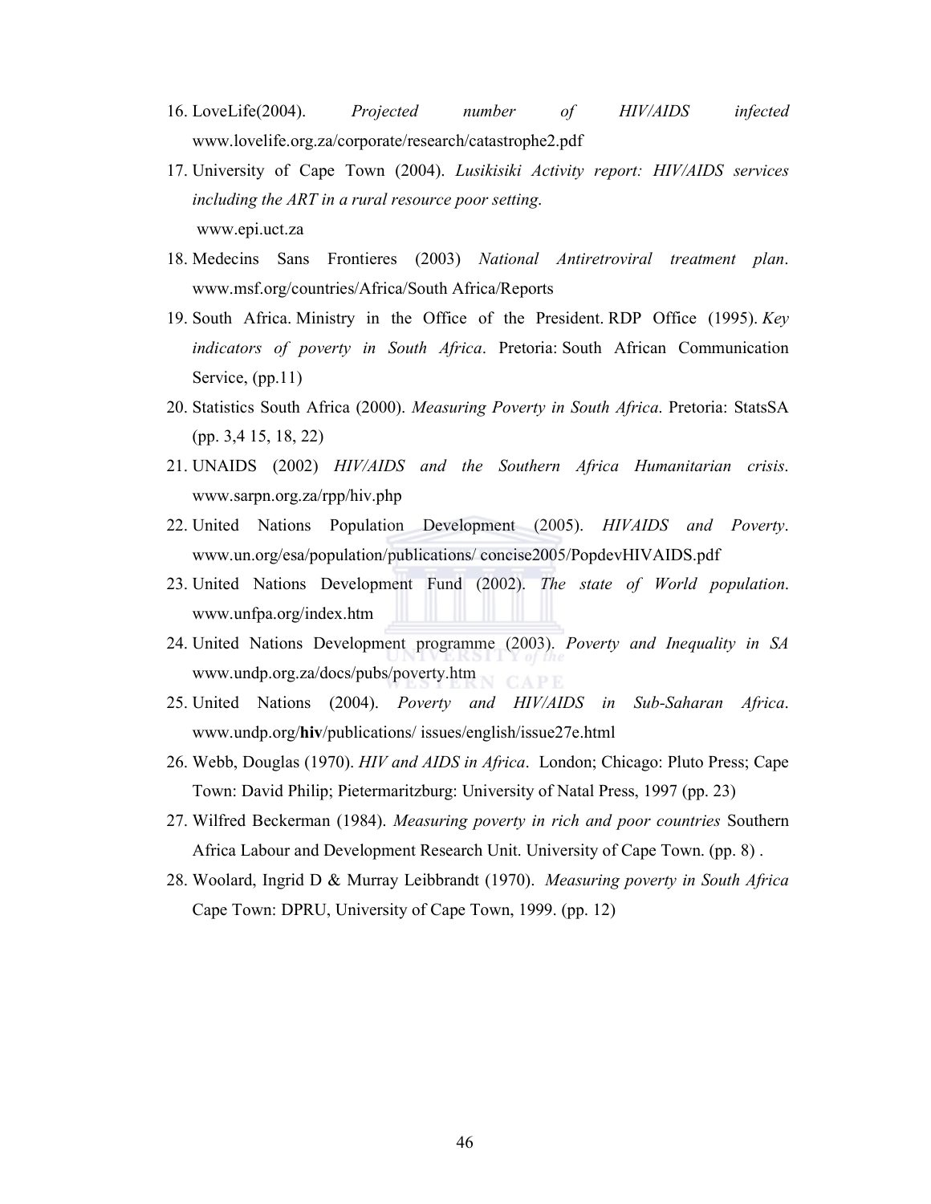16. LoveLife(2004). *Projected number of HIV/AIDS infected* www.lovelife.org.za/corporate/research/catastrophe2.pdf
17. University of Cape Town (2004). *Lusikisiki Activity report: HIV/AIDS services including the ART in a rural resource poor setting.* www.epi.uct.za
18. Medecins Sans Frontieres (2003) *National Antiretroviral treatment plan*. www.msf.org/countries/Africa/South Africa/Reports
19. South Africa. Ministry in the Office of the President. RDP Office (1995). *Key indicators of poverty in South Africa*. Pretoria: South African Communication Service, (pp.11)
20. Statistics South Africa (2000). *Measuring Poverty in South Africa*. Pretoria: StatsSA (pp. 3,4 15, 18, 22)
21. UNAIDS (2002) *HIV/AIDS and the Southern Africa Humanitarian crisis*. www.sarpn.org.za/rpp/hiv.php
22. United Nations Population Development (2005). *HIVAIDS and Poverty*. www.un.org/esa/population/publications/ concise2005/PopdevHIVAIDS.pdf
23. United Nations Development Fund (2002). *The state of World population*. www.unfpa.org/index.htm
24. United Nations Development programme (2003). *Poverty and Inequality in SA* www.undp.org.za/docs/pubs/poverty.htm
25. United Nations (2004). *Poverty and HIV/AIDS in Sub-Saharan Africa*. www.undp.org/**hiv**/publications/ issues/english/issue27e.html
26. Webb, Douglas (1970). *HIV and AIDS in Africa*. London; Chicago: Pluto Press; Cape Town: David Philip; Pietermaritzburg: University of Natal Press, 1997 (pp. 23)
27. Wilfred Beckerman (1984). *Measuring poverty in rich and poor countries* Southern Africa Labour and Development Research Unit. University of Cape Town. (pp. 8) .
28. Woolard, Ingrid D & Murray Leibbrandt (1970). *Measuring poverty in South Africa* Cape Town: DPRU, University of Cape Town, 1999. (pp. 12)